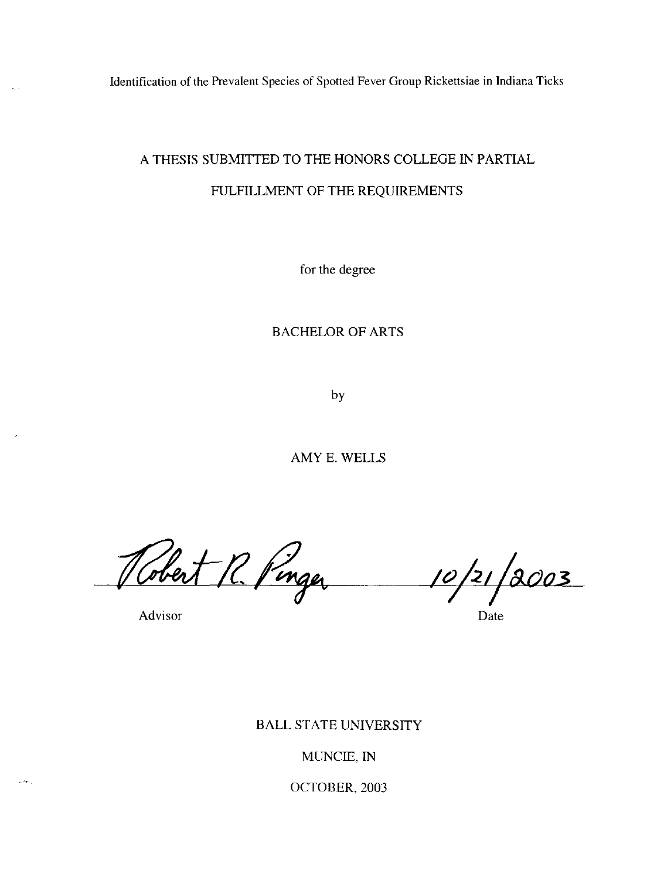Identification of the Prevalent Species of Spotted Fever Group Rickettsiae in Indiana Ticks

A THESIS SUBMITTED TO THE HONORS COLLEGE IN PARTIAL FULFILLMENT OF THE REQUIREMENTS

for the degree

BACHELOR OF ARTS

by

AMY E. WELLS

Robert R. Pinger 10/21/2003

Advisor Date

BALL STATE UNIVERSITY

MUNCIE, IN

OCTOBER, 2003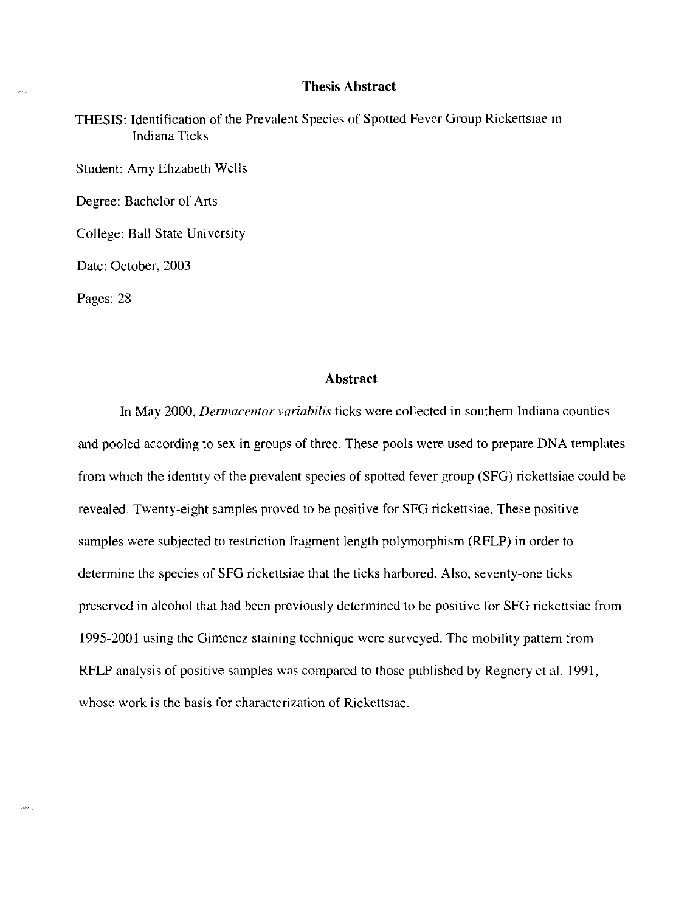# Thesis Abstract

THESIS: Identification of the Prevalent Species of Spotted Fever Group Rickettsiae in Indiana Ticks

Student: Amy Elizabeth Wells

Degree: Bachelor of Arts

College: Ball State University

Date: October, 2003

Pages: 28

## Abstract

In May 2000, *Dermacentor variabilis* ticks were collected in southern Indiana counties and pooled according to sex in groups of three. These pools were used to prepare DNA templates from which the identity of the prevalent species of spotted fever group (SFG) rickettsiae could be revealed. Twenty-eight samples proved to be positive for SFG rickettsiae. These positive samples were subjected to restriction fragment length polymorphism (RFLP) in order to determine the species of SFG rickettsiae that the ticks harbored. Also, seventy-one ticks preserved in alcohol that had been previously determined to be positive for SFG rickettsiae from 1995-2001 using the Gimenez staining technique were surveyed. The mobility pattern from RFLP analysis of positive samples was compared to those published by Regnery et al. 1991, whose work is the basis for characterization of Rickettsiae.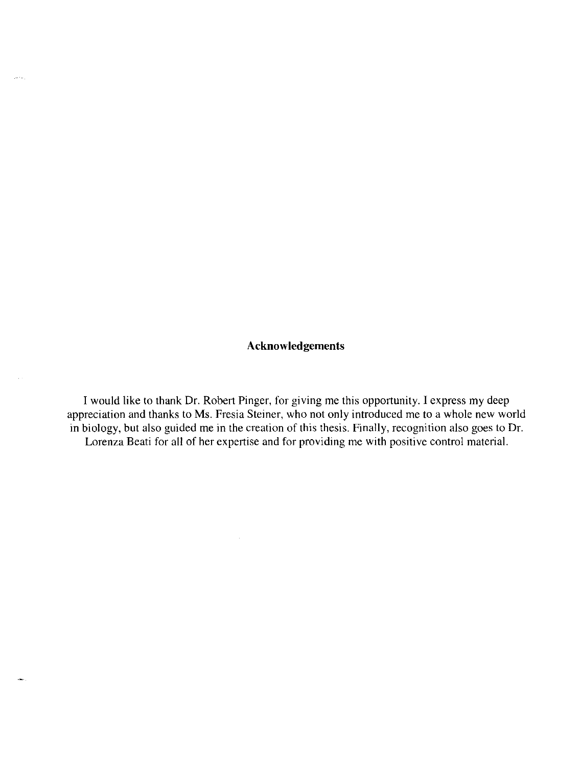## Acknowledgements

I would like to thank Dr. Robert Pinger, for giving me this opportunity. I express my deep appreciation and thanks to Ms. Fresia Steiner, who not only introduced me to a whole new world in biology, but also guided me in the creation of this thesis. Finally, recognition also goes to Dr. Lorenza Beati for all of her expertise and for providing me with positive control material.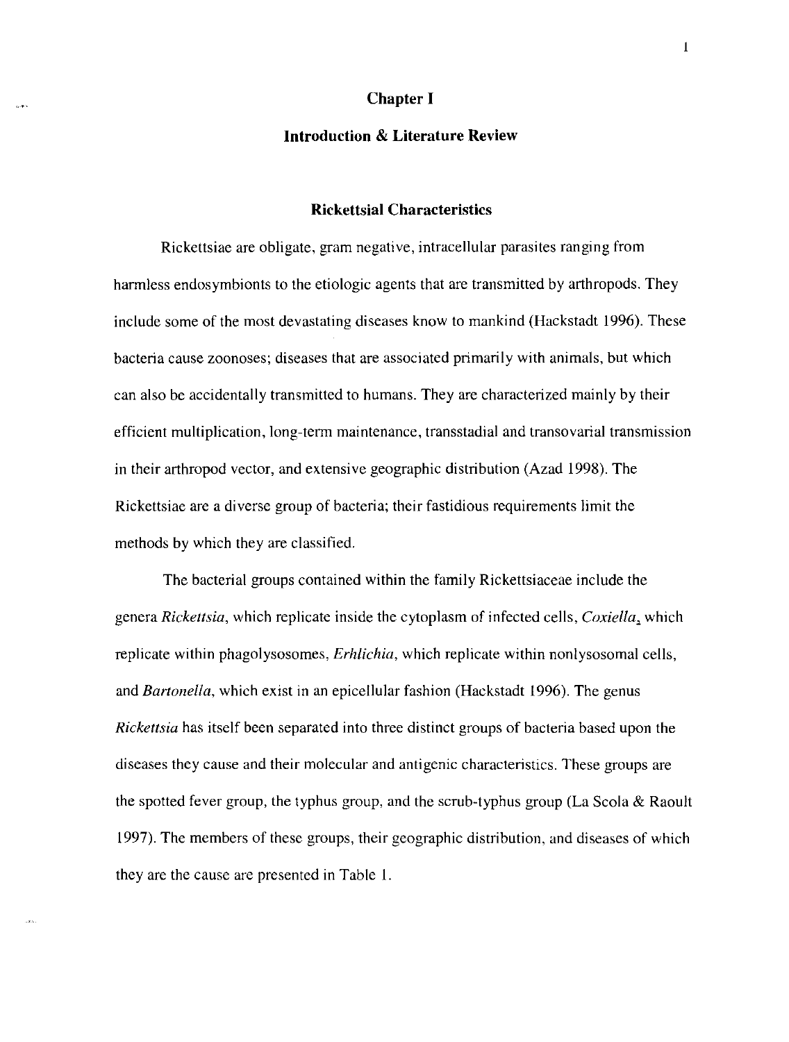# Chapter I

## Introduction & Literature Review

### Rickettsial Characteristics

Rickettsiae are obligate, gram negative, intracellular parasites ranging from harmless endosymbionts to the etiologic agents that are transmitted by arthropods. They include some of the most devastating diseases know to mankind (Hackstadt 1996). These bacteria cause zoonoses; diseases that are associated primarily with animals, but which can also be accidentally transmitted to humans. They are characterized mainly by their efficient multiplication, long-term maintenance, transstadial and transovarial transmission in their arthropod vector, and extensive geographic distribution (Azad 1998). The Rickettsiae are a diverse group of bacteria; their fastidious requirements limit the methods by which they are classified.

The bacterial groups contained within the family Rickettsiaceae include the genera *Rickettsia*, which replicate inside the cytoplasm of infected cells, *Coxiella*, which replicate within phagolysosomes, *Erhlichia*, which replicate within nonlysosomal cells, and *Bartonella*, which exist in an epicellular fashion (Hackstadt 1996). The genus *Rickettsia* has itself been separated into three distinct groups of bacteria based upon the diseases they cause and their molecular and antigenic characteristics. These groups are the spotted fever group, the typhus group, and the scrub-typhus group (La Scola & Raoult 1997). The members of these groups, their geographic distribution, and diseases of which they are the cause are presented in Table 1.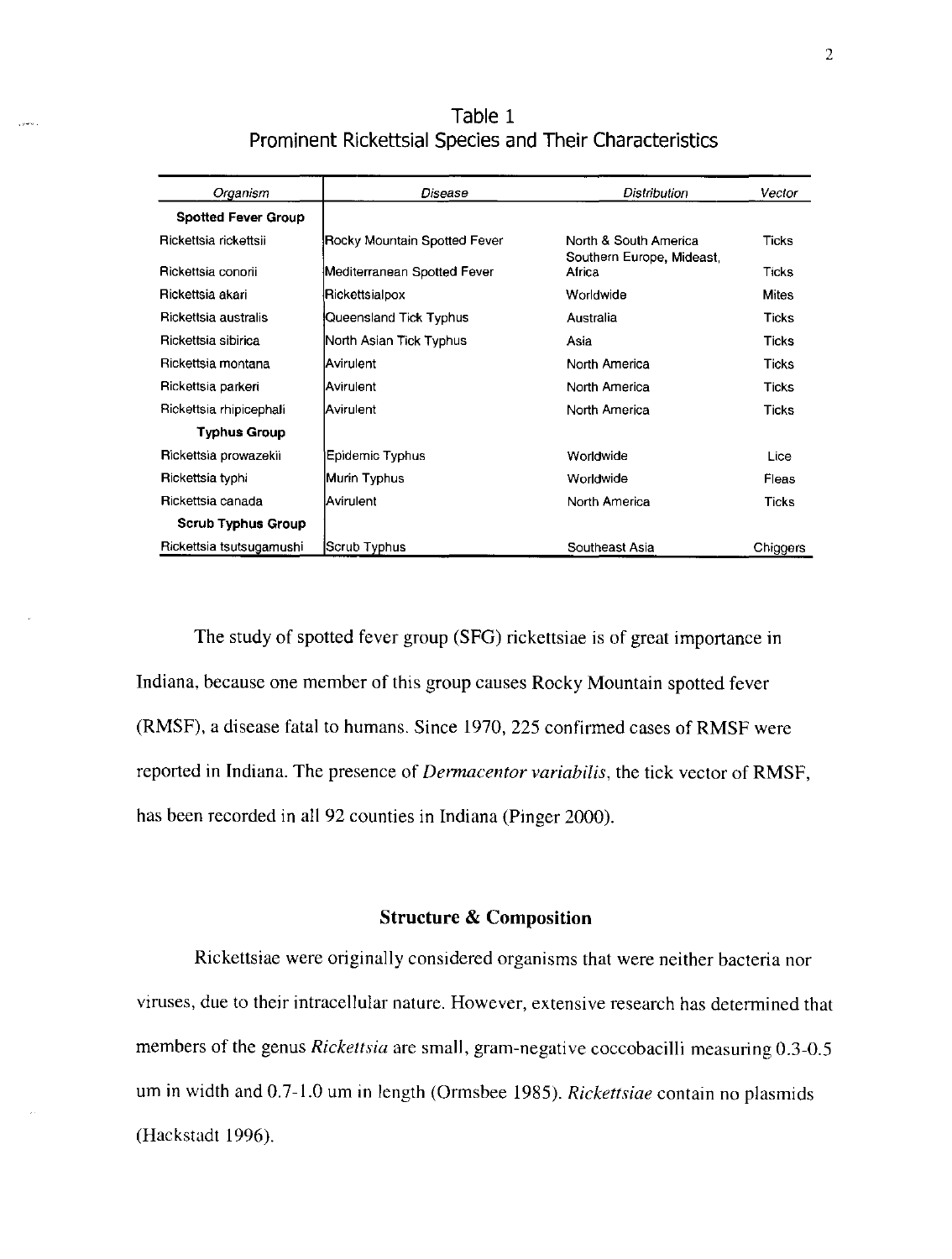Table 1
Prominent Rickettsial Species and Their Characteristics

| *Organism* | *Disease* | *Distribution* | *Vector* |
|---|---|---|---|
| **Spotted Fever Group** | | | |
| Rickettsia rickettsii | Rocky Mountain Spotted Fever | North & South America | Ticks |
| Rickettsia conorii | Mediterranean Spotted Fever | Southern Europe, Mideast, Africa | Ticks |
| Rickettsia akari | Rickettsialpox | Worldwide | Mites |
| Rickettsia australis | Queensland Tick Typhus | Australia | Ticks |
| Rickettsia sibirica | North Asian Tick Typhus | Asia | Ticks |
| Rickettsia montana | Avirulent | North America | Ticks |
| Rickettsia parkeri | Avirulent | North America | Ticks |
| Rickettsia rhipicephali | Avirulent | North America | Ticks |
| **Typhus Group** | | | |
| Rickettsia prowazekii | Epidemic Typhus | Worldwide | Lice |
| Rickettsia typhi | Murin Typhus | Worldwide | Fleas |
| Rickettsia canada | Avirulent | North America | Ticks |
| **Scrub Typhus Group** | | | |
| Rickettsia tsutsugamushi | Scrub Typhus | Southeast Asia | Chiggers |

The study of spotted fever group (SFG) rickettsiae is of great importance in Indiana, because one member of this group causes Rocky Mountain spotted fever (RMSF), a disease fatal to humans. Since 1970, 225 confirmed cases of RMSF were reported in Indiana. The presence of *Dermacentor variabilis*, the tick vector of RMSF, has been recorded in all 92 counties in Indiana (Pinger 2000).

## Structure & Composition

Rickettsiae were originally considered organisms that were neither bacteria nor viruses, due to their intracellular nature. However, extensive research has determined that members of the genus *Rickettsia* are small, gram-negative coccobacilli measuring 0.3-0.5 um in width and 0.7-1.0 um in length (Ormsbee 1985). *Rickettsiae* contain no plasmids (Hackstadt 1996).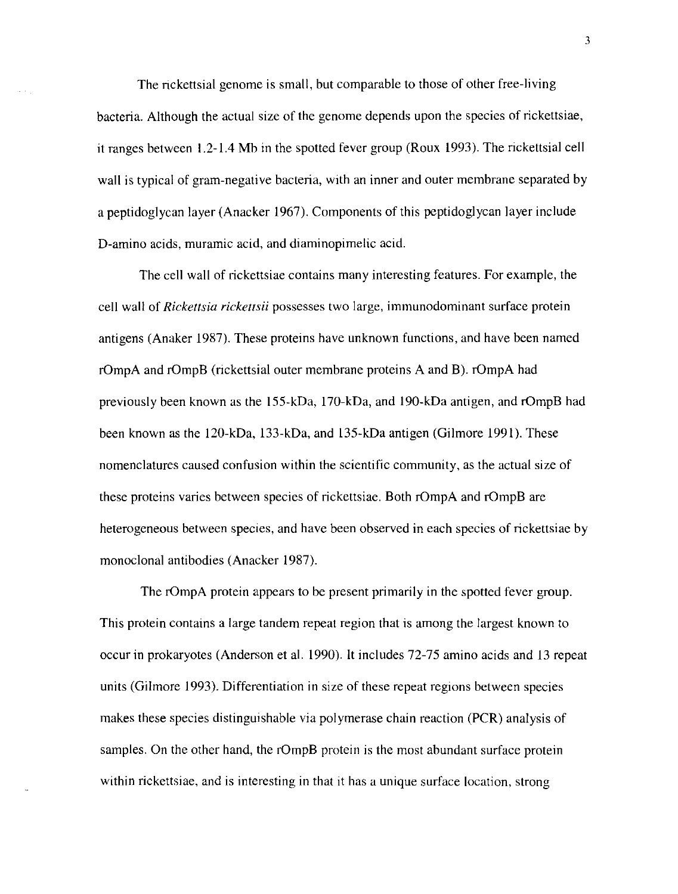The rickettsial genome is small, but comparable to those of other free-living bacteria. Although the actual size of the genome depends upon the species of rickettsiae, it ranges between 1.2-1.4 Mb in the spotted fever group (Roux 1993). The rickettsial cell wall is typical of gram-negative bacteria, with an inner and outer membrane separated by a peptidoglycan layer (Anacker 1967). Components of this peptidoglycan layer include D-amino acids, muramic acid, and diaminopimelic acid.

The cell wall of rickettsiae contains many interesting features. For example, the cell wall of *Rickettsia rickettsii* possesses two large, immunodominant surface protein antigens (Anaker 1987). These proteins have unknown functions, and have been named rOmpA and rOmpB (rickettsial outer membrane proteins A and B). rOmpA had previously been known as the 155-kDa, 170-kDa, and 190-kDa antigen, and rOmpB had been known as the 120-kDa, 133-kDa, and 135-kDa antigen (Gilmore 1991). These nomenclatures caused confusion within the scientific community, as the actual size of these proteins varies between species of rickettsiae. Both rOmpA and rOmpB are heterogeneous between species, and have been observed in each species of rickettsiae by monoclonal antibodies (Anacker 1987).

The rOmpA protein appears to be present primarily in the spotted fever group. This protein contains a large tandem repeat region that is among the largest known to occur in prokaryotes (Anderson et al. 1990). It includes 72-75 amino acids and 13 repeat units (Gilmore 1993). Differentiation in size of these repeat regions between species makes these species distinguishable via polymerase chain reaction (PCR) analysis of samples. On the other hand, the rOmpB protein is the most abundant surface protein within rickettsiae, and is interesting in that it has a unique surface location, strong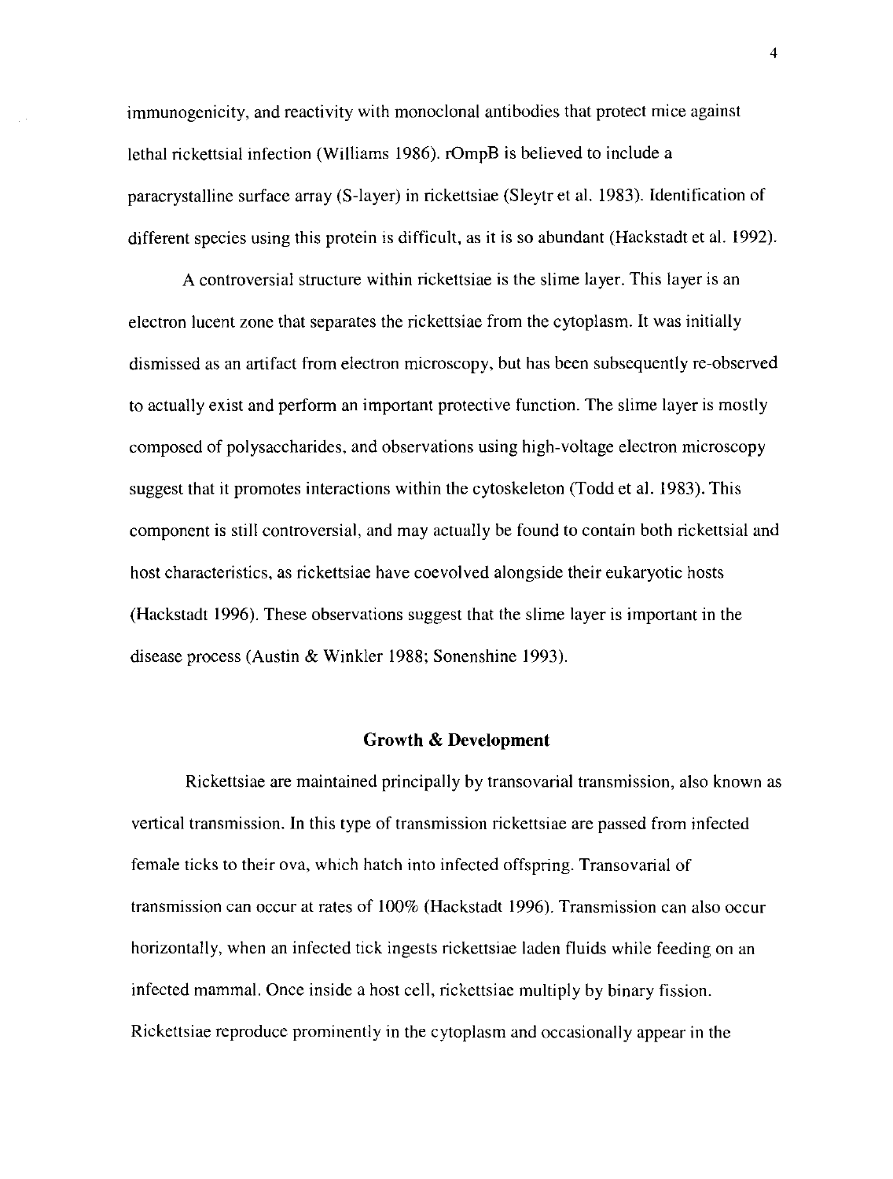immunogenicity, and reactivity with monoclonal antibodies that protect mice against lethal rickettsial infection (Williams 1986). rOmpB is believed to include a paracrystalline surface array (S-layer) in rickettsiae (Sleytr et al. 1983). Identification of different species using this protein is difficult, as it is so abundant (Hackstadt et al. 1992).

A controversial structure within rickettsiae is the slime layer. This layer is an electron lucent zone that separates the rickettsiae from the cytoplasm. It was initially dismissed as an artifact from electron microscopy, but has been subsequently re-observed to actually exist and perform an important protective function. The slime layer is mostly composed of polysaccharides, and observations using high-voltage electron microscopy suggest that it promotes interactions within the cytoskeleton (Todd et al. 1983). This component is still controversial, and may actually be found to contain both rickettsial and host characteristics, as rickettsiae have coevolved alongside their eukaryotic hosts (Hackstadt 1996). These observations suggest that the slime layer is important in the disease process (Austin & Winkler 1988; Sonenshine 1993).

## Growth & Development

Rickettsiae are maintained principally by transovarial transmission, also known as vertical transmission. In this type of transmission rickettsiae are passed from infected female ticks to their ova, which hatch into infected offspring. Transovarial of transmission can occur at rates of 100% (Hackstadt 1996). Transmission can also occur horizontally, when an infected tick ingests rickettsiae laden fluids while feeding on an infected mammal. Once inside a host cell, rickettsiae multiply by binary fission. Rickettsiae reproduce prominently in the cytoplasm and occasionally appear in the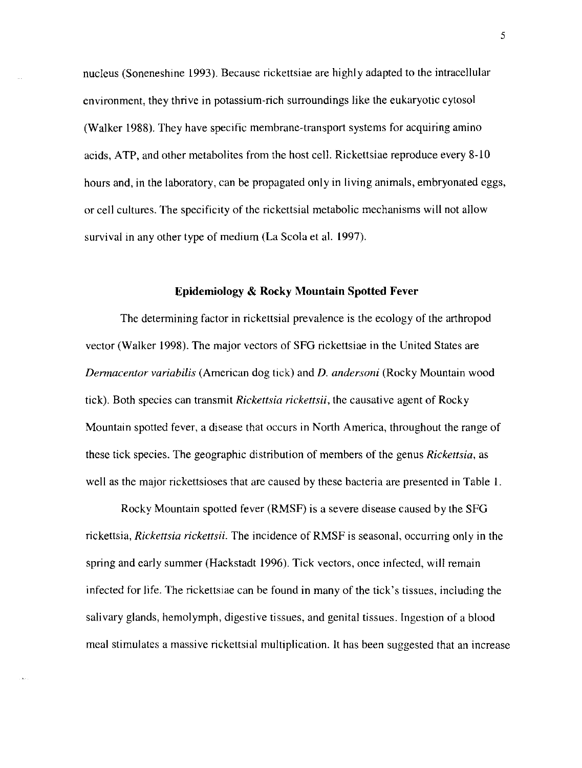nucleus (Soneneshine 1993). Because rickettsiae are highly adapted to the intracellular environment, they thrive in potassium-rich surroundings like the eukaryotic cytosol (Walker 1988). They have specific membrane-transport systems for acquiring amino acids, ATP, and other metabolites from the host cell. Rickettsiae reproduce every 8-10 hours and, in the laboratory, can be propagated only in living animals, embryonated eggs, or cell cultures. The specificity of the rickettsial metabolic mechanisms will not allow survival in any other type of medium (La Scola et al. 1997).

## Epidemiology & Rocky Mountain Spotted Fever

The determining factor in rickettsial prevalence is the ecology of the arthropod vector (Walker 1998). The major vectors of SFG rickettsiae in the United States are *Dermacentor variabilis* (American dog tick) and *D. andersoni* (Rocky Mountain wood tick). Both species can transmit *Rickettsia rickettsii*, the causative agent of Rocky Mountain spotted fever, a disease that occurs in North America, throughout the range of these tick species. The geographic distribution of members of the genus *Rickettsia*, as well as the major rickettsioses that are caused by these bacteria are presented in Table 1.

Rocky Mountain spotted fever (RMSF) is a severe disease caused by the SFG rickettsia, *Rickettsia rickettsii*. The incidence of RMSF is seasonal, occurring only in the spring and early summer (Hackstadt 1996). Tick vectors, once infected, will remain infected for life. The rickettsiae can be found in many of the tick's tissues, including the salivary glands, hemolymph, digestive tissues, and genital tissues. Ingestion of a blood meal stimulates a massive rickettsial multiplication. It has been suggested that an increase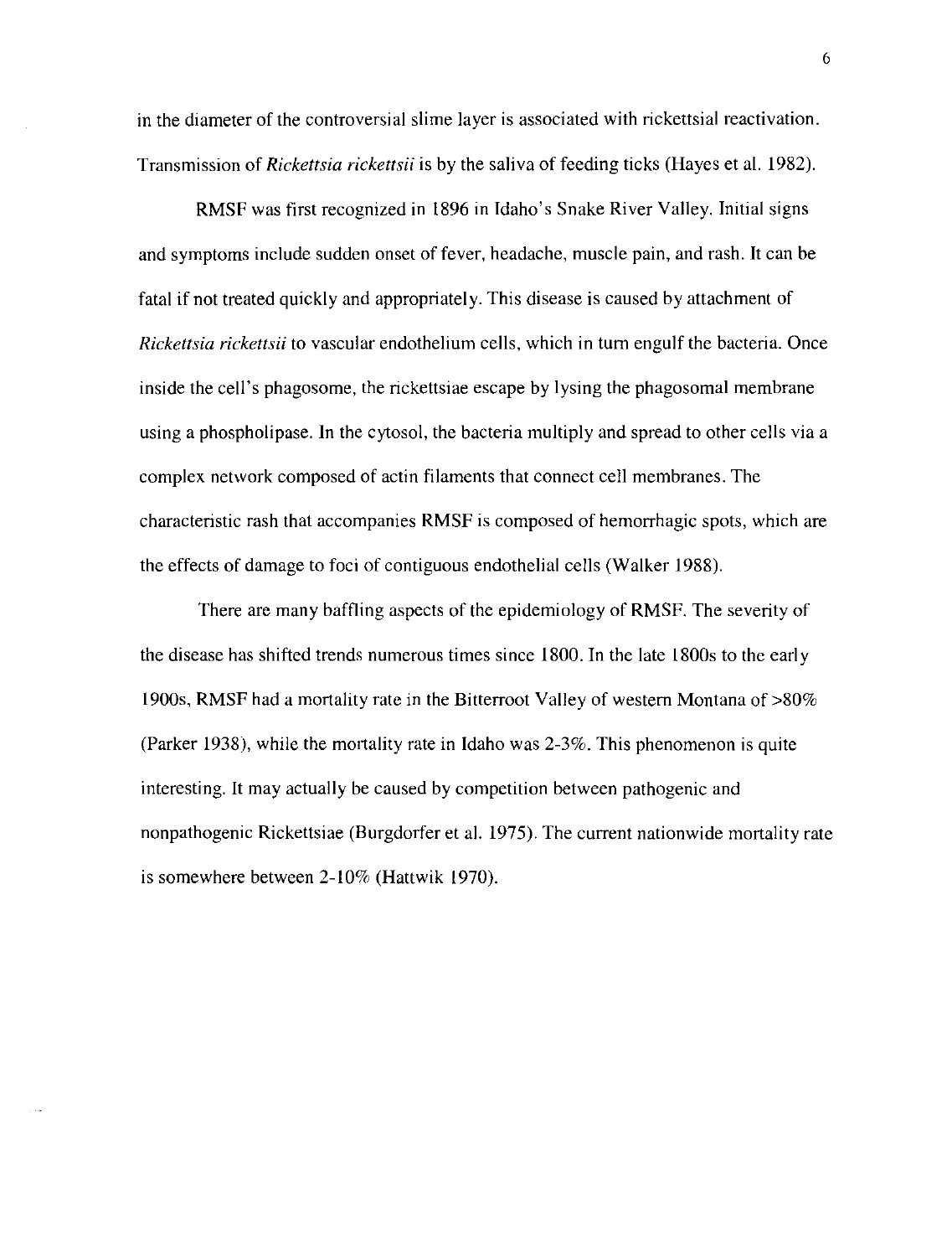in the diameter of the controversial slime layer is associated with rickettsial reactivation. Transmission of *Rickettsia rickettsii* is by the saliva of feeding ticks (Hayes et al. 1982).

RMSF was first recognized in 1896 in Idaho's Snake River Valley. Initial signs and symptoms include sudden onset of fever, headache, muscle pain, and rash. It can be fatal if not treated quickly and appropriately. This disease is caused by attachment of *Rickettsia rickettsii* to vascular endothelium cells, which in turn engulf the bacteria. Once inside the cell's phagosome, the rickettsiae escape by lysing the phagosomal membrane using a phospholipase. In the cytosol, the bacteria multiply and spread to other cells via a complex network composed of actin filaments that connect cell membranes. The characteristic rash that accompanies RMSF is composed of hemorrhagic spots, which are the effects of damage to foci of contiguous endothelial cells (Walker 1988).

There are many baffling aspects of the epidemiology of RMSF. The severity of the disease has shifted trends numerous times since 1800. In the late 1800s to the early 1900s, RMSF had a mortality rate in the Bitterroot Valley of western Montana of >80% (Parker 1938), while the mortality rate in Idaho was 2-3%. This phenomenon is quite interesting. It may actually be caused by competition between pathogenic and nonpathogenic Rickettsiae (Burgdorfer et al. 1975). The current nationwide mortality rate is somewhere between 2-10% (Hattwik 1970).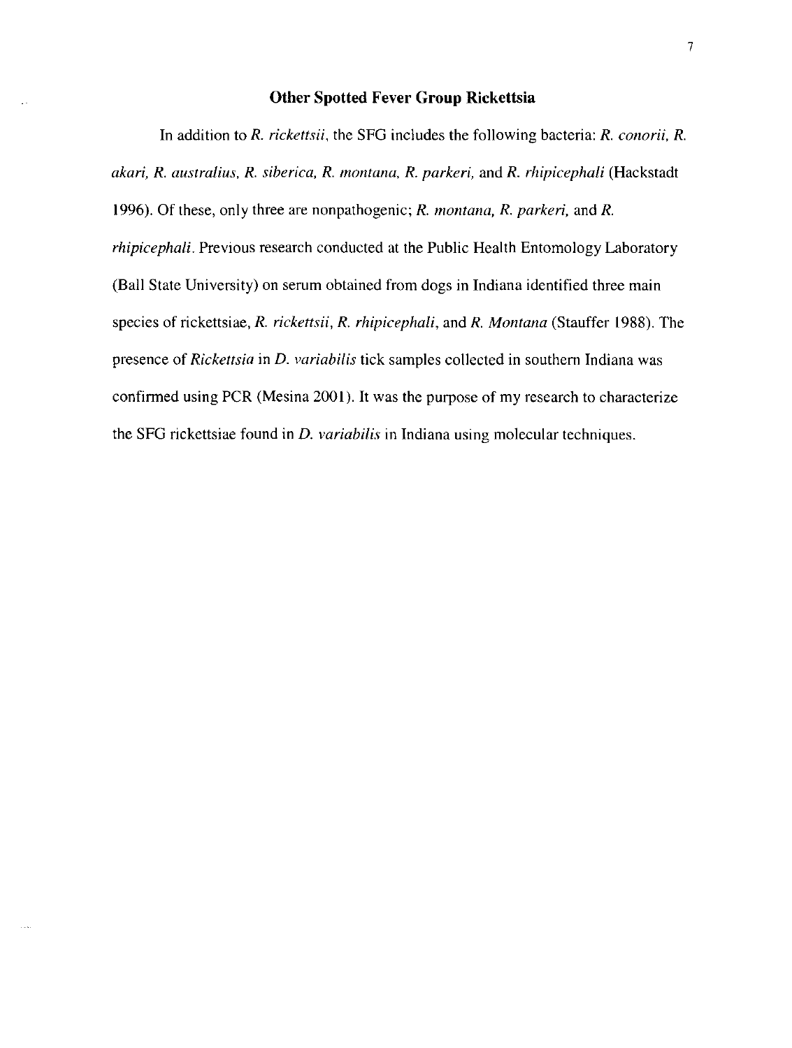## Other Spotted Fever Group Rickettsia

In addition to *R. rickettsii*, the SFG includes the following bacteria: *R. conorii, R. akari, R. australius, R. siberica, R. montana, R. parkeri,* and *R. rhipicephali* (Hackstadt 1996). Of these, only three are nonpathogenic; *R. montana, R. parkeri,* and *R. rhipicephali*. Previous research conducted at the Public Health Entomology Laboratory (Ball State University) on serum obtained from dogs in Indiana identified three main species of rickettsiae, *R. rickettsii, R. rhipicephali,* and *R. Montana* (Stauffer 1988). The presence of *Rickettsia* in *D. variabilis* tick samples collected in southern Indiana was confirmed using PCR (Mesina 2001). It was the purpose of my research to characterize the SFG rickettsiae found in *D. variabilis* in Indiana using molecular techniques.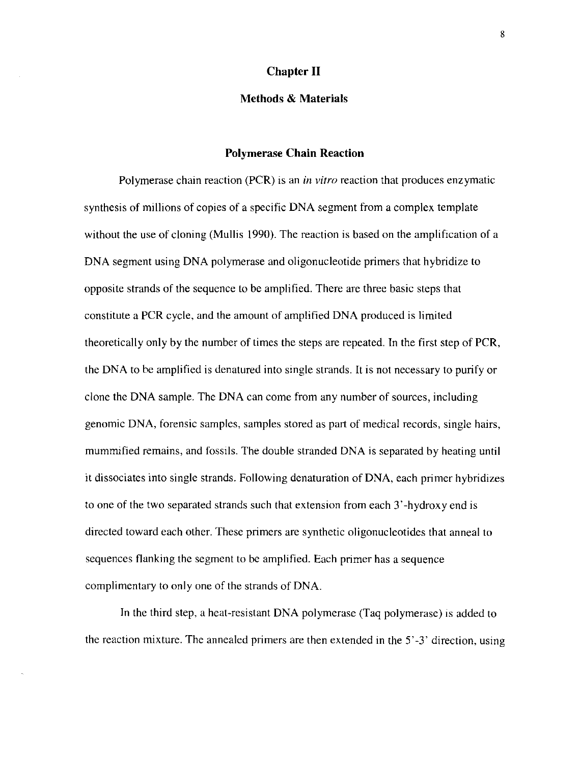# Chapter II

## Methods & Materials

### Polymerase Chain Reaction

Polymerase chain reaction (PCR) is an *in vitro* reaction that produces enzymatic synthesis of millions of copies of a specific DNA segment from a complex template without the use of cloning (Mullis 1990). The reaction is based on the amplification of a DNA segment using DNA polymerase and oligonucleotide primers that hybridize to opposite strands of the sequence to be amplified. There are three basic steps that constitute a PCR cycle, and the amount of amplified DNA produced is limited theoretically only by the number of times the steps are repeated. In the first step of PCR, the DNA to be amplified is denatured into single strands. It is not necessary to purify or clone the DNA sample. The DNA can come from any number of sources, including genomic DNA, forensic samples, samples stored as part of medical records, single hairs, mummified remains, and fossils. The double stranded DNA is separated by heating until it dissociates into single strands. Following denaturation of DNA, each primer hybridizes to one of the two separated strands such that extension from each 3'-hydroxy end is directed toward each other. These primers are synthetic oligonucleotides that anneal to sequences flanking the segment to be amplified. Each primer has a sequence complimentary to only one of the strands of DNA.

In the third step, a heat-resistant DNA polymerase (Taq polymerase) is added to the reaction mixture. The annealed primers are then extended in the 5'-3' direction, using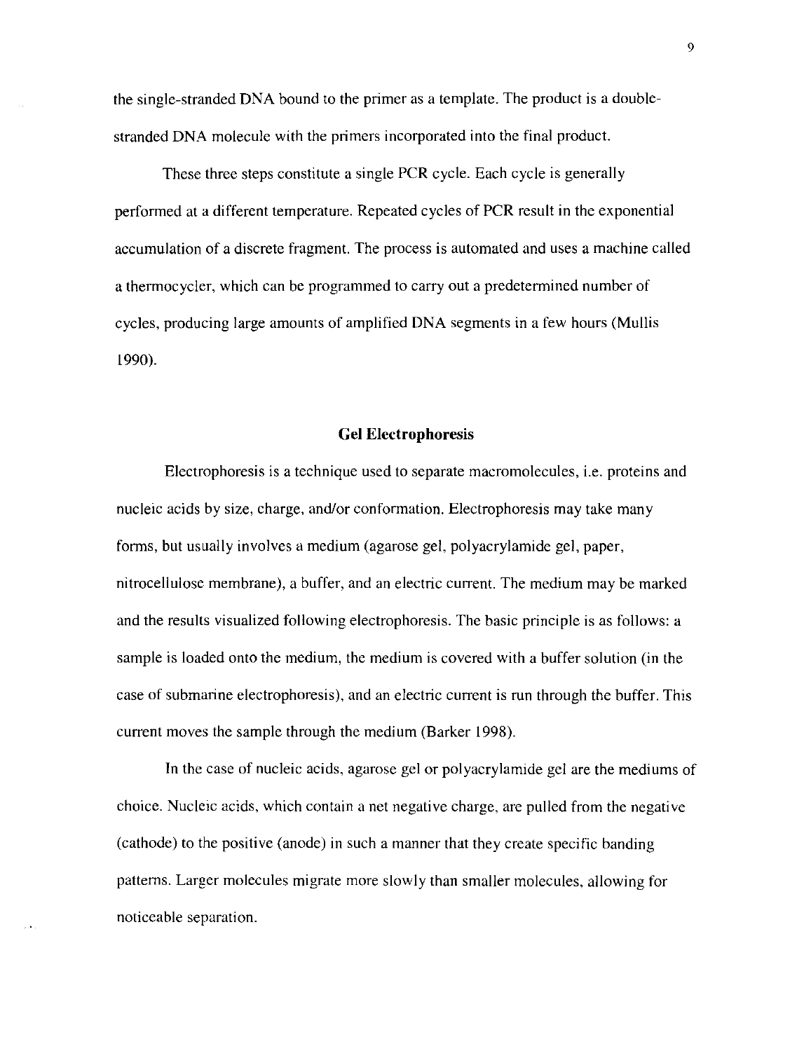the single-stranded DNA bound to the primer as a template. The product is a double-stranded DNA molecule with the primers incorporated into the final product.

These three steps constitute a single PCR cycle. Each cycle is generally performed at a different temperature. Repeated cycles of PCR result in the exponential accumulation of a discrete fragment. The process is automated and uses a machine called a thermocycler, which can be programmed to carry out a predetermined number of cycles, producing large amounts of amplified DNA segments in a few hours (Mullis 1990).

## Gel Electrophoresis

Electrophoresis is a technique used to separate macromolecules, i.e. proteins and nucleic acids by size, charge, and/or conformation. Electrophoresis may take many forms, but usually involves a medium (agarose gel, polyacrylamide gel, paper, nitrocellulose membrane), a buffer, and an electric current. The medium may be marked and the results visualized following electrophoresis. The basic principle is as follows: a sample is loaded onto the medium, the medium is covered with a buffer solution (in the case of submarine electrophoresis), and an electric current is run through the buffer. This current moves the sample through the medium (Barker 1998).

In the case of nucleic acids, agarose gel or polyacrylamide gel are the mediums of choice. Nucleic acids, which contain a net negative charge, are pulled from the negative (cathode) to the positive (anode) in such a manner that they create specific banding patterns. Larger molecules migrate more slowly than smaller molecules, allowing for noticeable separation.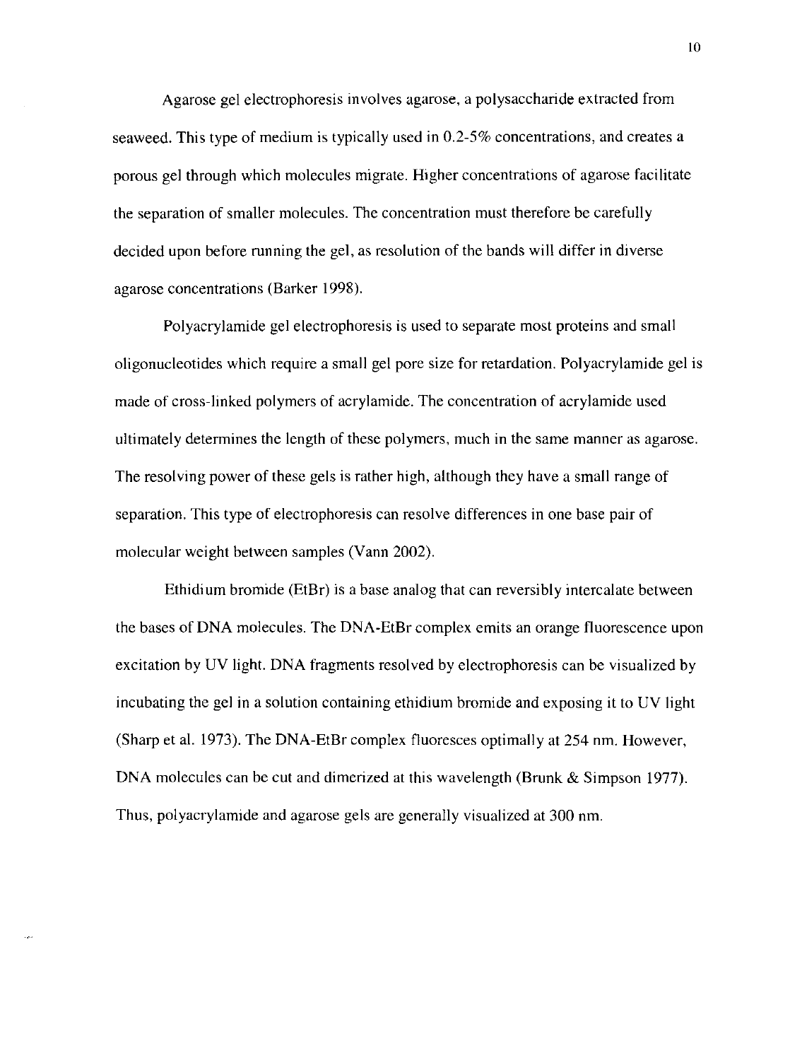Agarose gel electrophoresis involves agarose, a polysaccharide extracted from seaweed. This type of medium is typically used in 0.2-5% concentrations, and creates a porous gel through which molecules migrate. Higher concentrations of agarose facilitate the separation of smaller molecules. The concentration must therefore be carefully decided upon before running the gel, as resolution of the bands will differ in diverse agarose concentrations (Barker 1998).

Polyacrylamide gel electrophoresis is used to separate most proteins and small oligonucleotides which require a small gel pore size for retardation. Polyacrylamide gel is made of cross-linked polymers of acrylamide. The concentration of acrylamide used ultimately determines the length of these polymers, much in the same manner as agarose. The resolving power of these gels is rather high, although they have a small range of separation. This type of electrophoresis can resolve differences in one base pair of molecular weight between samples (Vann 2002).

Ethidium bromide (EtBr) is a base analog that can reversibly intercalate between the bases of DNA molecules. The DNA-EtBr complex emits an orange fluorescence upon excitation by UV light. DNA fragments resolved by electrophoresis can be visualized by incubating the gel in a solution containing ethidium bromide and exposing it to UV light (Sharp et al. 1973). The DNA-EtBr complex fluoresces optimally at 254 nm. However, DNA molecules can be cut and dimerized at this wavelength (Brunk & Simpson 1977). Thus, polyacrylamide and agarose gels are generally visualized at 300 nm.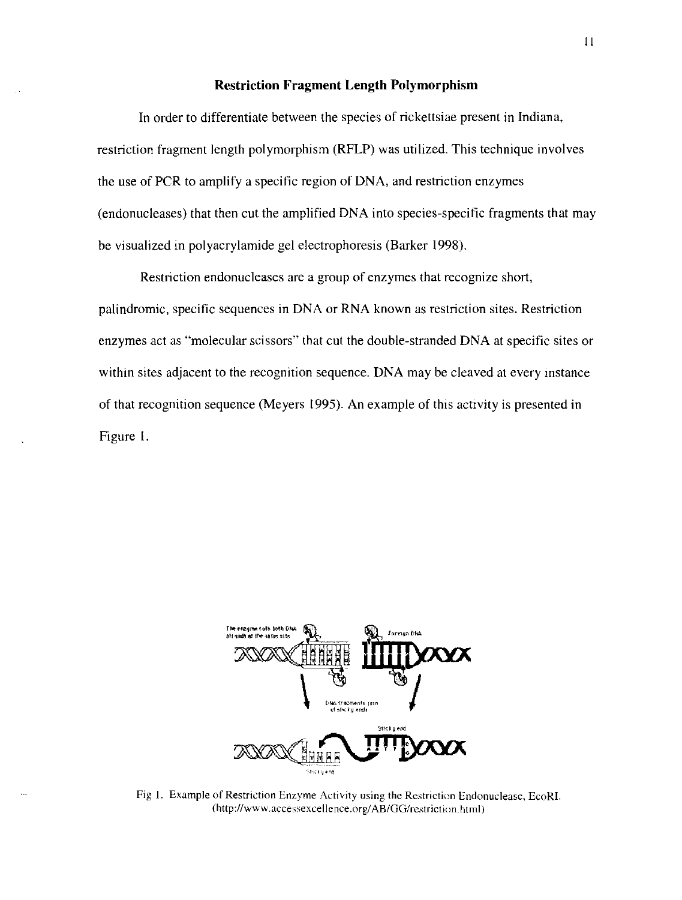## Restriction Fragment Length Polymorphism

In order to differentiate between the species of rickettsiae present in Indiana, restriction fragment length polymorphism (RFLP) was utilized. This technique involves the use of PCR to amplify a specific region of DNA, and restriction enzymes (endonucleases) that then cut the amplified DNA into species-specific fragments that may be visualized in polyacrylamide gel electrophoresis (Barker 1998).

Restriction endonucleases are a group of enzymes that recognize short, palindromic, specific sequences in DNA or RNA known as restriction sites. Restriction enzymes act as "molecular scissors" that cut the double-stranded DNA at specific sites or within sites adjacent to the recognition sequence. DNA may be cleaved at every instance of that recognition sequence (Meyers 1995). An example of this activity is presented in Figure 1.

Fig 1. Example of Restriction Enzyme Activity using the Restriction Endonuclease, EcoRI. (http://www.accessexcellence.org/AB/GG/restriction.html)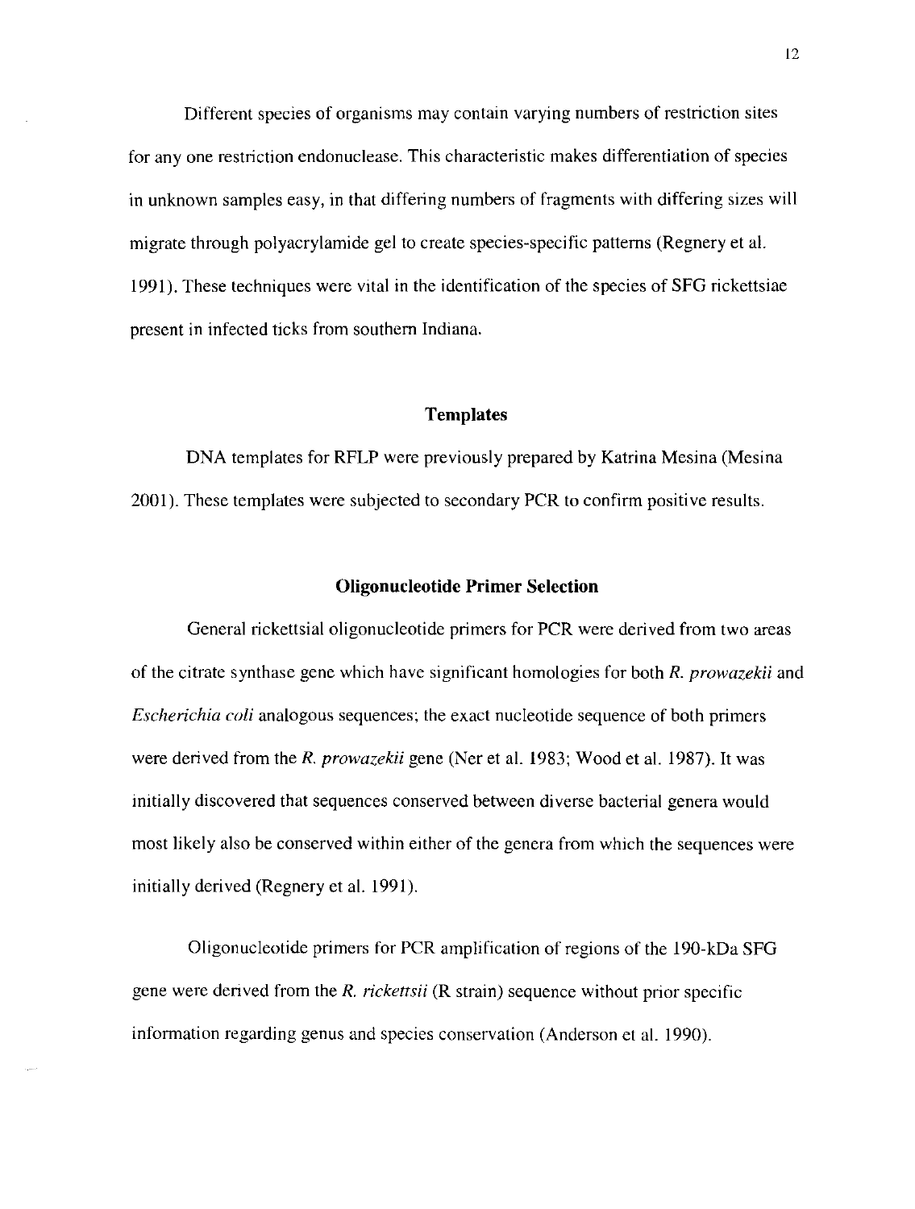Different species of organisms may contain varying numbers of restriction sites for any one restriction endonuclease. This characteristic makes differentiation of species in unknown samples easy, in that differing numbers of fragments with differing sizes will migrate through polyacrylamide gel to create species-specific patterns (Regnery et al. 1991). These techniques were vital in the identification of the species of SFG rickettsiae present in infected ticks from southern Indiana.

## Templates

DNA templates for RFLP were previously prepared by Katrina Mesina (Mesina 2001). These templates were subjected to secondary PCR to confirm positive results.

## Oligonucleotide Primer Selection

General rickettsial oligonucleotide primers for PCR were derived from two areas of the citrate synthase gene which have significant homologies for both *R. prowazekii* and *Escherichia coli* analogous sequences; the exact nucleotide sequence of both primers were derived from the *R. prowazekii* gene (Ner et al. 1983; Wood et al. 1987). It was initially discovered that sequences conserved between diverse bacterial genera would most likely also be conserved within either of the genera from which the sequences were initially derived (Regnery et al. 1991).

Oligonucleotide primers for PCR amplification of regions of the 190-kDa SFG gene were derived from the *R. rickettsii* (R strain) sequence without prior specific information regarding genus and species conservation (Anderson et al. 1990).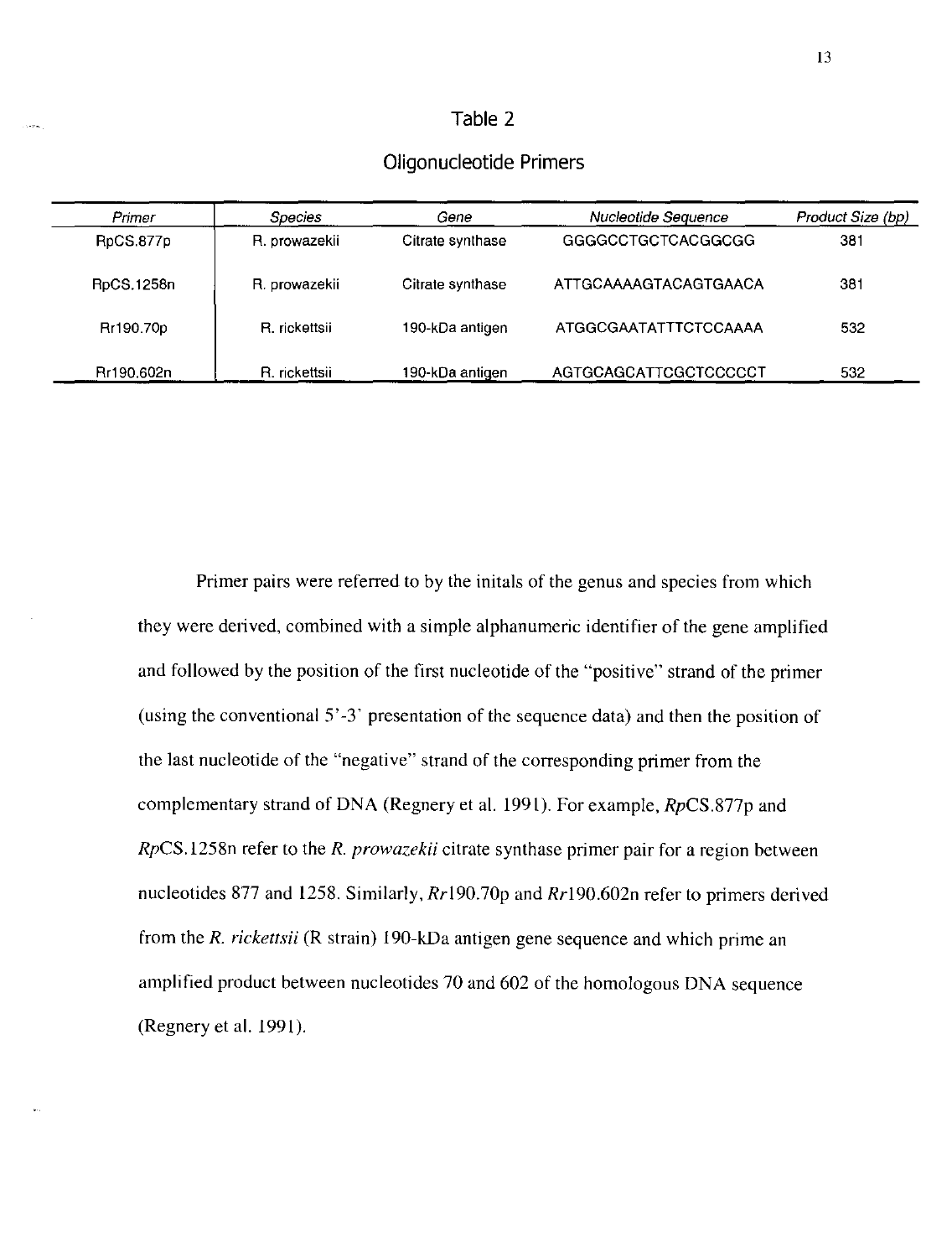Table 2

Oligonucleotide Primers

| *Primer* | *Species* | *Gene* | *Nucleotide Sequence* | *Product Size (bp)* |
|---|---|---|---|---|
| RpCS.877p | R. prowazekii | Citrate synthase | GGGGCCTGCTCACGGCGG | 381 |
| RpCS.1258n | R. prowazekii | Citrate synthase | ATTGCAAAAGTACAGTGAACA | 381 |
| Rr190.70p | R. rickettsii | 190-kDa antigen | ATGGCGAATATTTCTCCAAAA | 532 |
| Rr190.602n | R. rickettsii | 190-kDa antigen | AGTGCAGCATTCGCTCCCCCT | 532 |

Primer pairs were referred to by the initals of the genus and species from which they were derived, combined with a simple alphanumeric identifier of the gene amplified and followed by the position of the first nucleotide of the "positive" strand of the primer (using the conventional 5'-3' presentation of the sequence data) and then the position of the last nucleotide of the "negative" strand of the corresponding primer from the complementary strand of DNA (Regnery et al. 1991). For example, *Rp*CS.877p and *Rp*CS.1258n refer to the *R. prowazekii* citrate synthase primer pair for a region between nucleotides 877 and 1258. Similarly, *Rr*190.70p and *Rr*190.602n refer to primers derived from the *R. rickettsii* (R strain) 190-kDa antigen gene sequence and which prime an amplified product between nucleotides 70 and 602 of the homologous DNA sequence (Regnery et al. 1991).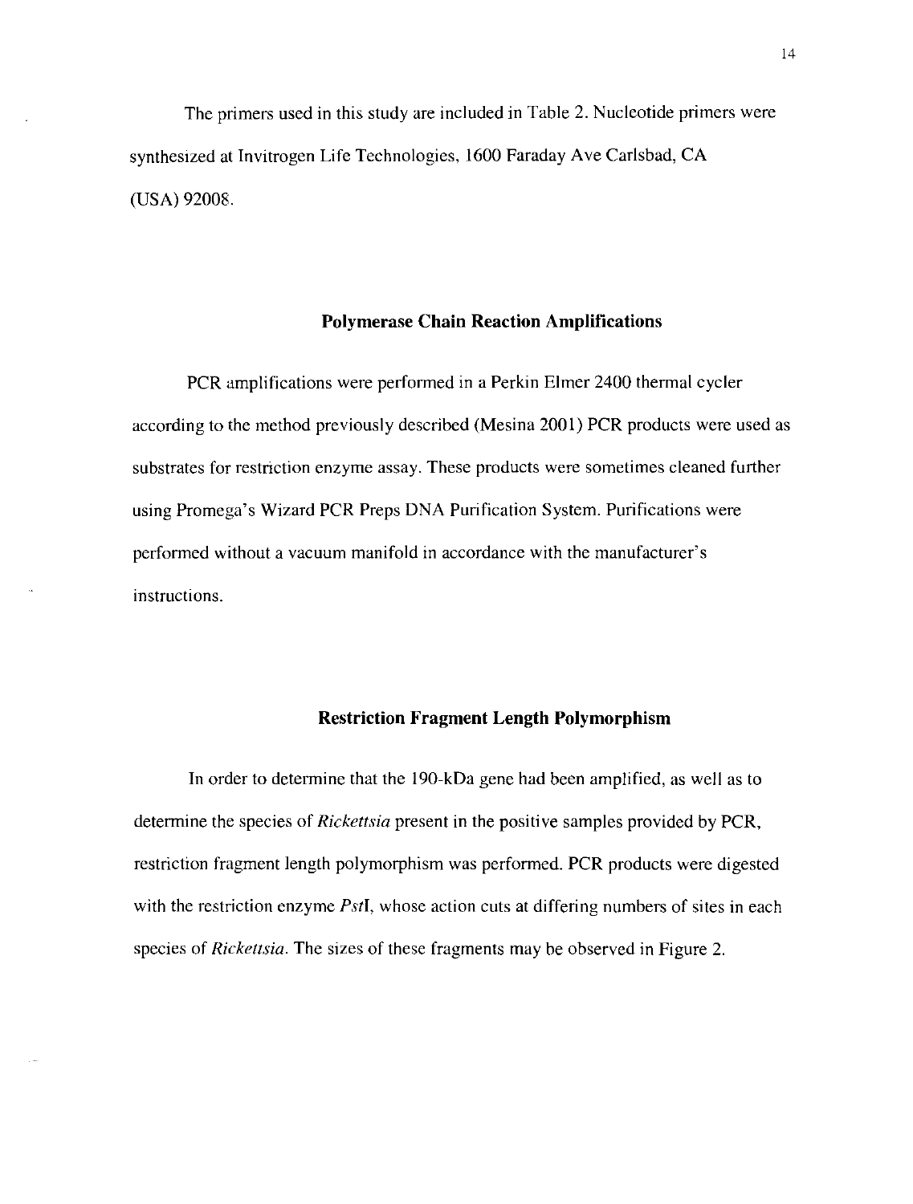The primers used in this study are included in Table 2. Nucleotide primers were synthesized at Invitrogen Life Technologies, 1600 Faraday Ave Carlsbad, CA (USA) 92008.

## Polymerase Chain Reaction Amplifications

PCR amplifications were performed in a Perkin Elmer 2400 thermal cycler according to the method previously described (Mesina 2001) PCR products were used as substrates for restriction enzyme assay. These products were sometimes cleaned further using Promega's Wizard PCR Preps DNA Purification System. Purifications were performed without a vacuum manifold in accordance with the manufacturer's instructions.

## Restriction Fragment Length Polymorphism

In order to determine that the 190-kDa gene had been amplified, as well as to determine the species of *Rickettsia* present in the positive samples provided by PCR, restriction fragment length polymorphism was performed. PCR products were digested with the restriction enzyme *Pst*I, whose action cuts at differing numbers of sites in each species of *Rickettsia*. The sizes of these fragments may be observed in Figure 2.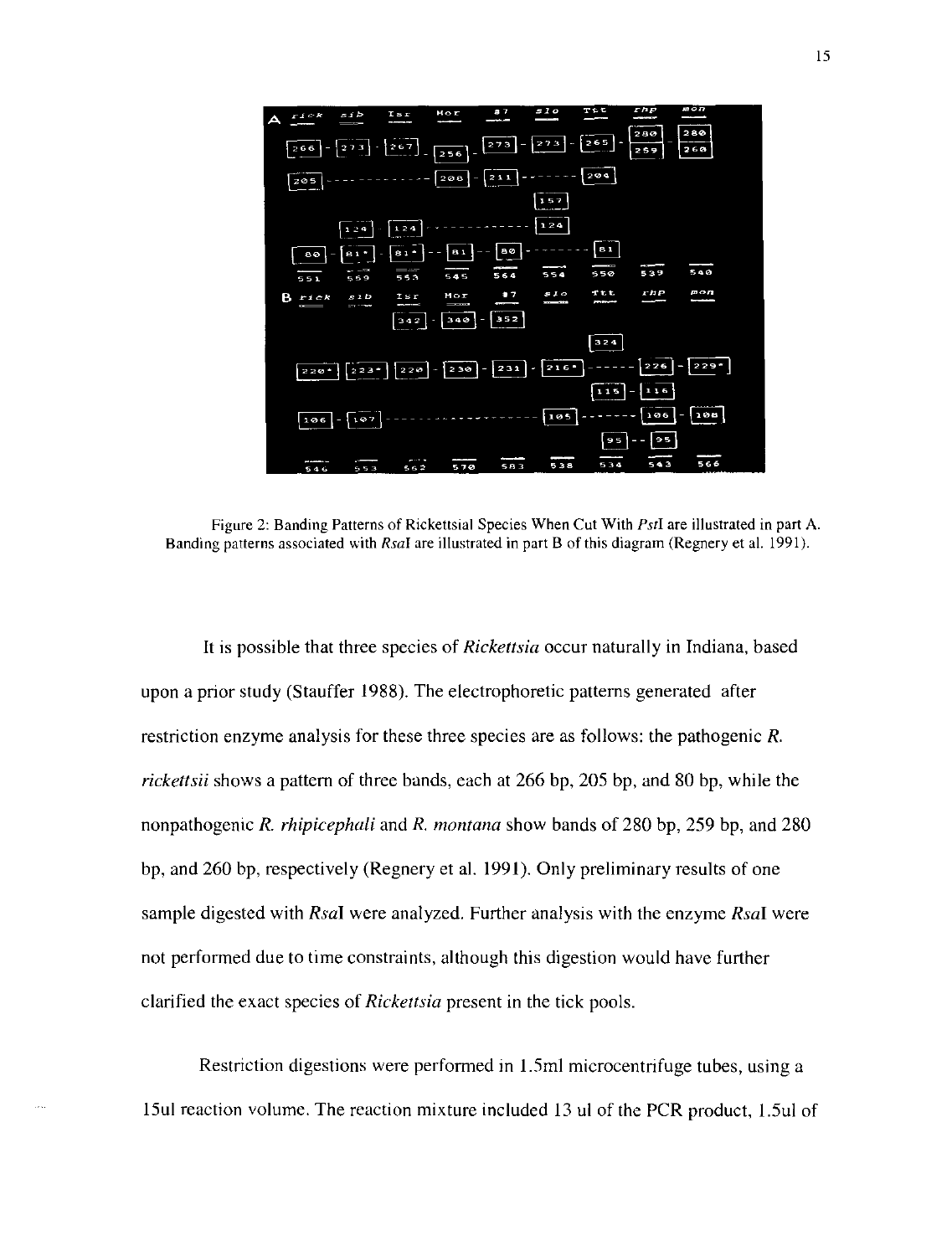Figure 2: Banding Patterns of Rickettsial Species When Cut With *Pst*I are illustrated in part A. Banding patterns associated with *Rsa*I are illustrated in part B of this diagram (Regnery et al. 1991).

It is possible that three species of *Rickettsia* occur naturally in Indiana, based upon a prior study (Stauffer 1988). The electrophoretic patterns generated after restriction enzyme analysis for these three species are as follows: the pathogenic *R. rickettsii* shows a pattern of three bands, each at 266 bp, 205 bp, and 80 bp, while the nonpathogenic *R. rhipicephali* and *R. montana* show bands of 280 bp, 259 bp, and 280 bp, and 260 bp, respectively (Regnery et al. 1991). Only preliminary results of one sample digested with *Rsa*I were analyzed. Further analysis with the enzyme *Rsa*I were not performed due to time constraints, although this digestion would have further clarified the exact species of *Rickettsia* present in the tick pools.

Restriction digestions were performed in 1.5ml microcentrifuge tubes, using a 15ul reaction volume. The reaction mixture included 13 ul of the PCR product, 1.5ul of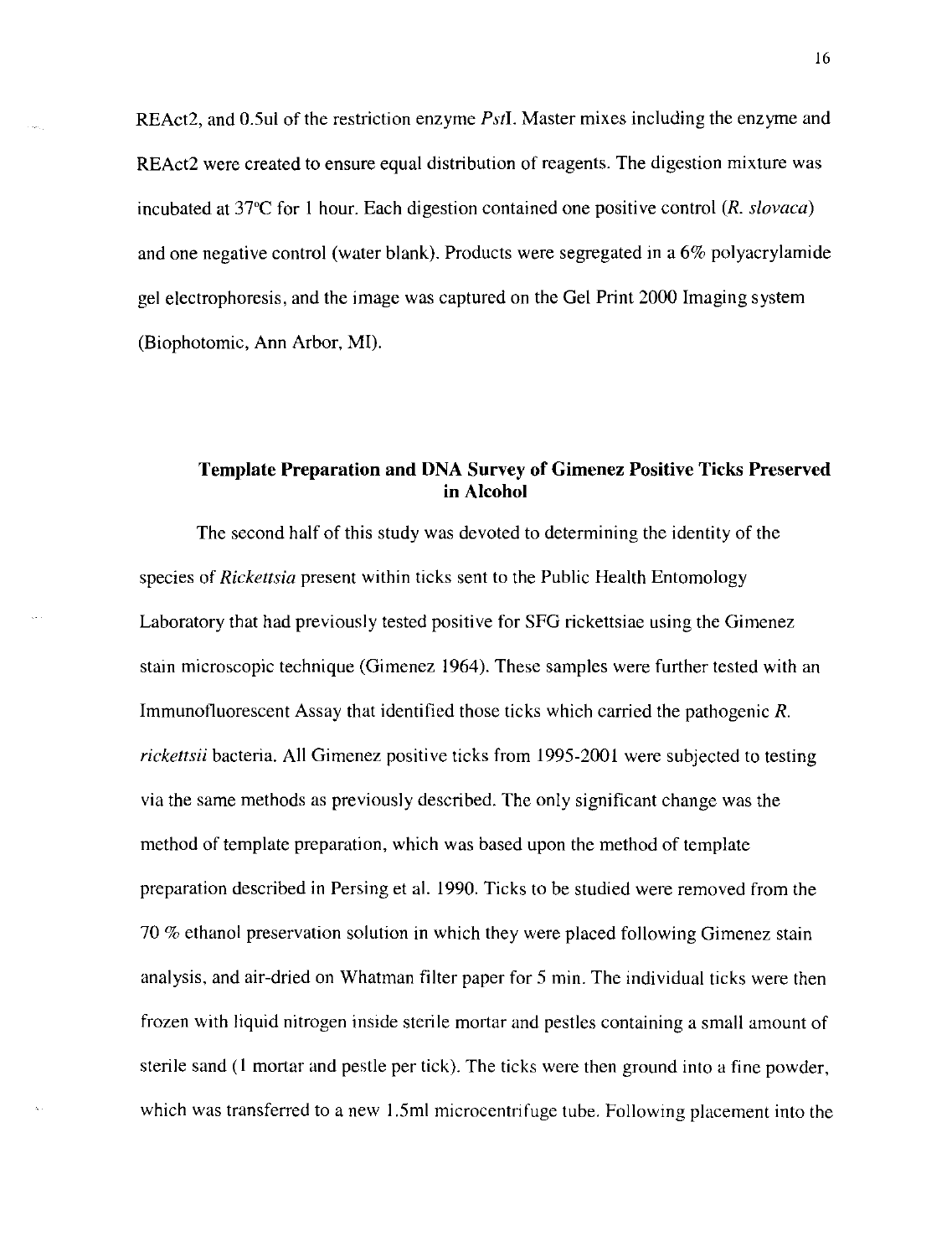REAct2, and 0.5ul of the restriction enzyme *Pst*I. Master mixes including the enzyme and REAct2 were created to ensure equal distribution of reagents. The digestion mixture was incubated at 37°C for 1 hour. Each digestion contained one positive control (*R. slovaca*) and one negative control (water blank). Products were segregated in a 6% polyacrylamide gel electrophoresis, and the image was captured on the Gel Print 2000 Imaging system (Biophotomic, Ann Arbor, MI).

### Template Preparation and DNA Survey of Gimenez Positive Ticks Preserved in Alcohol

The second half of this study was devoted to determining the identity of the species of *Rickettsia* present within ticks sent to the Public Health Entomology Laboratory that had previously tested positive for SFG rickettsiae using the Gimenez stain microscopic technique (Gimenez 1964). These samples were further tested with an Immunofluorescent Assay that identified those ticks which carried the pathogenic *R. rickettsii* bacteria. All Gimenez positive ticks from 1995-2001 were subjected to testing via the same methods as previously described. The only significant change was the method of template preparation, which was based upon the method of template preparation described in Persing et al. 1990. Ticks to be studied were removed from the 70 % ethanol preservation solution in which they were placed following Gimenez stain analysis, and air-dried on Whatman filter paper for 5 min. The individual ticks were then frozen with liquid nitrogen inside sterile mortar and pestles containing a small amount of sterile sand (1 mortar and pestle per tick). The ticks were then ground into a fine powder, which was transferred to a new 1.5ml microcentrifuge tube. Following placement into the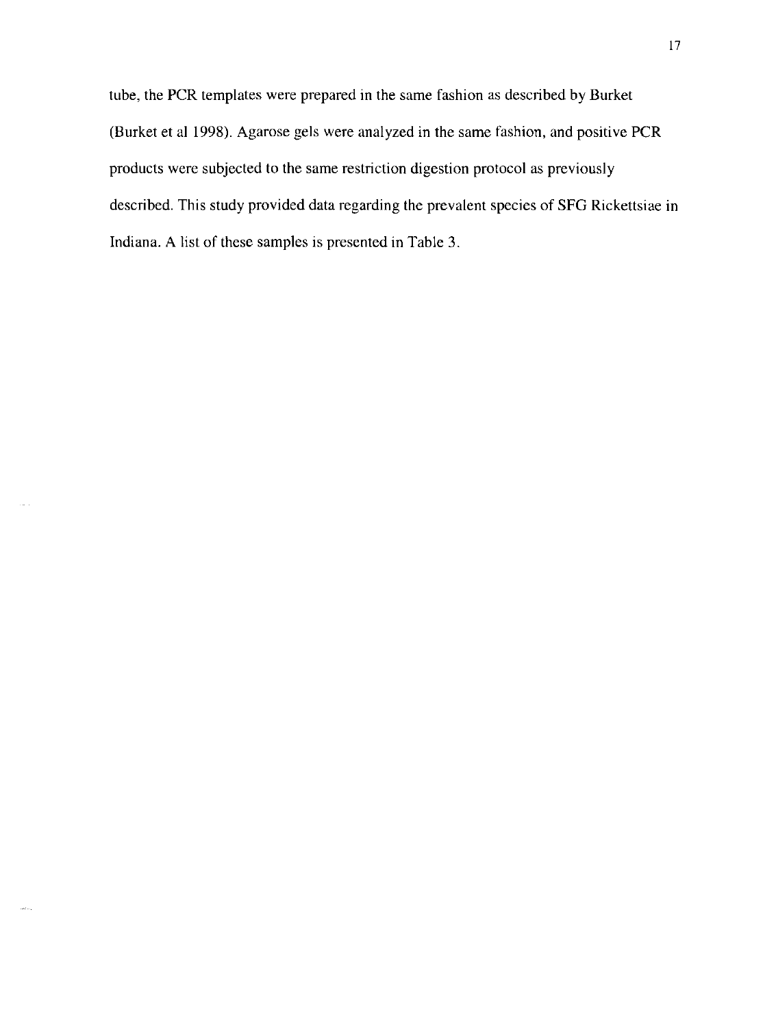tube, the PCR templates were prepared in the same fashion as described by Burket (Burket et al 1998). Agarose gels were analyzed in the same fashion, and positive PCR products were subjected to the same restriction digestion protocol as previously described. This study provided data regarding the prevalent species of SFG Rickettsiae in Indiana. A list of these samples is presented in Table 3.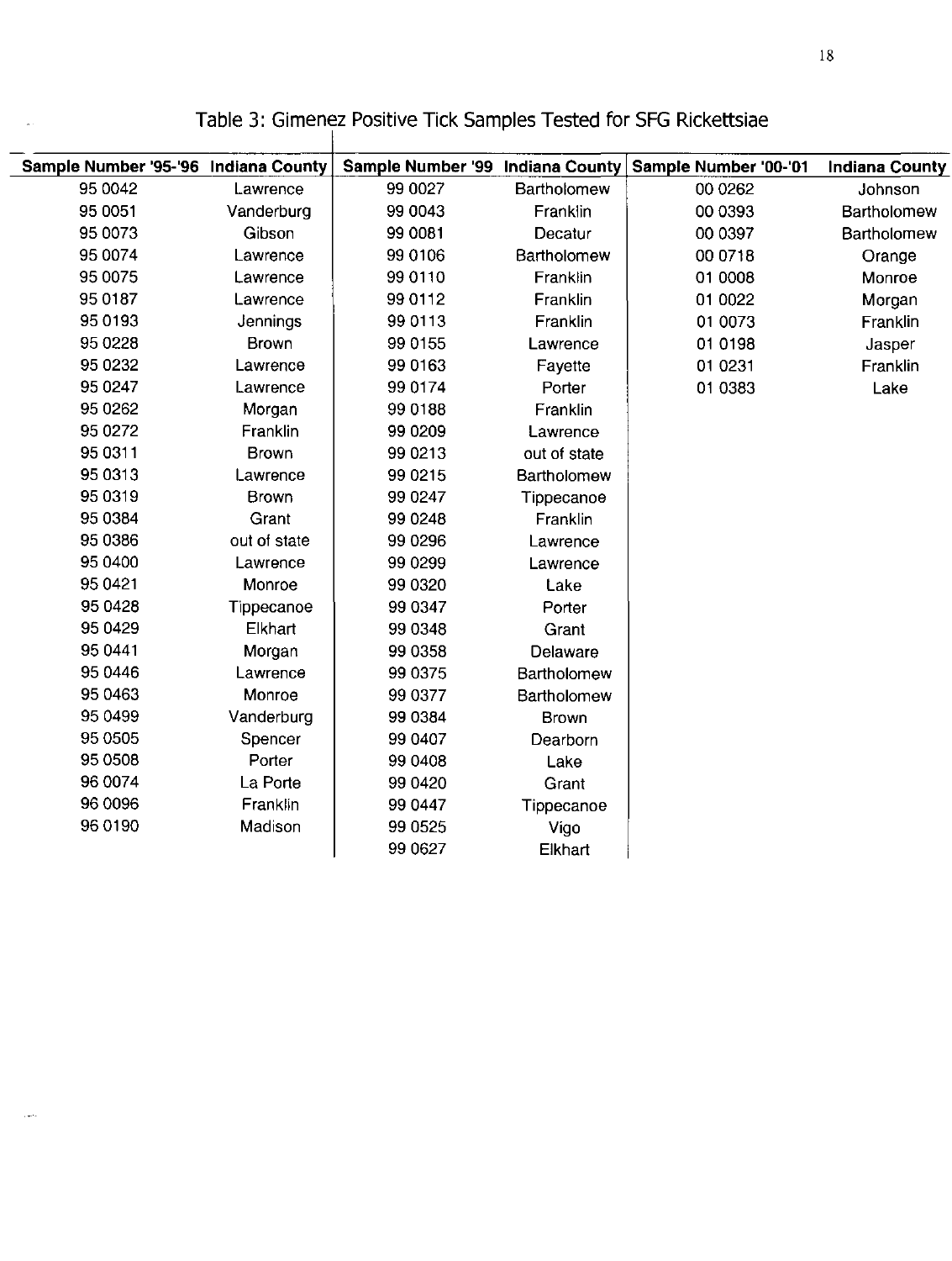Table 3: Gimenez Positive Tick Samples Tested for SFG Rickettsiae

| Sample Number '95-'96 | Indiana County | Sample Number '99 | Indiana County | Sample Number '00-'01 | Indiana County |
|---|---|---|---|---|---|
| 95 0042 | Lawrence | 99 0027 | Bartholomew | 00 0262 | Johnson |
| 95 0051 | Vanderburg | 99 0043 | Franklin | 00 0393 | Bartholomew |
| 95 0073 | Gibson | 99 0081 | Decatur | 00 0397 | Bartholomew |
| 95 0074 | Lawrence | 99 0106 | Bartholomew | 00 0718 | Orange |
| 95 0075 | Lawrence | 99 0110 | Franklin | 01 0008 | Monroe |
| 95 0187 | Lawrence | 99 0112 | Franklin | 01 0022 | Morgan |
| 95 0193 | Jennings | 99 0113 | Franklin | 01 0073 | Franklin |
| 95 0228 | Brown | 99 0155 | Lawrence | 01 0198 | Jasper |
| 95 0232 | Lawrence | 99 0163 | Fayette | 01 0231 | Franklin |
| 95 0247 | Lawrence | 99 0174 | Porter | 01 0383 | Lake |
| 95 0262 | Morgan | 99 0188 | Franklin | | |
| 95 0272 | Franklin | 99 0209 | Lawrence | | |
| 95 0311 | Brown | 99 0213 | out of state | | |
| 95 0313 | Lawrence | 99 0215 | Bartholomew | | |
| 95 0319 | Brown | 99 0247 | Tippecanoe | | |
| 95 0384 | Grant | 99 0248 | Franklin | | |
| 95 0386 | out of state | 99 0296 | Lawrence | | |
| 95 0400 | Lawrence | 99 0299 | Lawrence | | |
| 95 0421 | Monroe | 99 0320 | Lake | | |
| 95 0428 | Tippecanoe | 99 0347 | Porter | | |
| 95 0429 | Elkhart | 99 0348 | Grant | | |
| 95 0441 | Morgan | 99 0358 | Delaware | | |
| 95 0446 | Lawrence | 99 0375 | Bartholomew | | |
| 95 0463 | Monroe | 99 0377 | Bartholomew | | |
| 95 0499 | Vanderburg | 99 0384 | Brown | | |
| 95 0505 | Spencer | 99 0407 | Dearborn | | |
| 95 0508 | Porter | 99 0408 | Lake | | |
| 96 0074 | La Porte | 99 0420 | Grant | | |
| 96 0096 | Franklin | 99 0447 | Tippecanoe | | |
| 96 0190 | Madison | 99 0525 | Vigo | | |
| | | 99 0627 | Elkhart | | |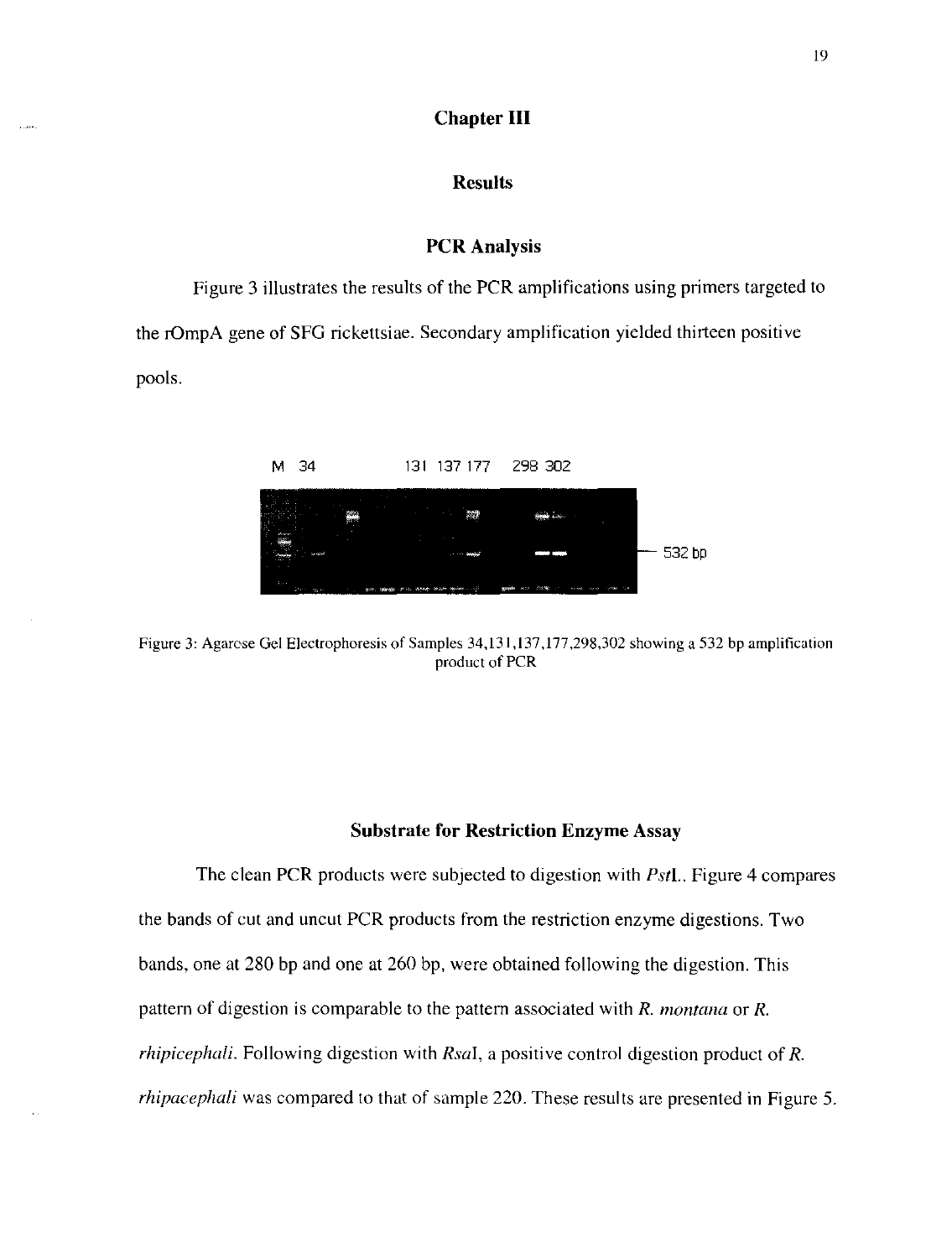# Chapter III

## Results

### PCR Analysis

Figure 3 illustrates the results of the PCR amplifications using primers targeted to the rOmpA gene of SFG rickettsiae. Secondary amplification yielded thirteen positive pools.

Figure 3: Agarose Gel Electrophoresis of Samples 34,131,137,177,298,302 showing a 532 bp amplification product of PCR

### Substrate for Restriction Enzyme Assay

The clean PCR products were subjected to digestion with *Pst*I.. Figure 4 compares the bands of cut and uncut PCR products from the restriction enzyme digestions. Two bands, one at 280 bp and one at 260 bp, were obtained following the digestion. This pattern of digestion is comparable to the pattern associated with *R. montana* or *R. rhipicephali*. Following digestion with *Rsa*I, a positive control digestion product of *R. rhipacephali* was compared to that of sample 220. These results are presented in Figure 5.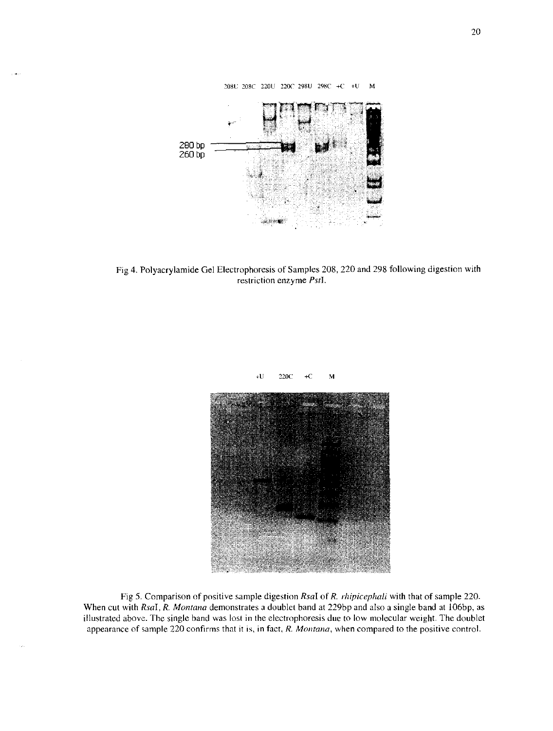Fig 4. Polyacrylamide Gel Electrophoresis of Samples 208, 220 and 298 following digestion with restriction enzyme *PstI*.

Fig 5. Comparison of positive sample digestion *RsaI* of *R. rhipicephali* with that of sample 220. When cut with *RsaI*, *R. Montana* demonstrates a doublet band at 229bp and also a single band at 106bp, as illustrated above. The single band was lost in the electrophoresis due to low molecular weight. The doublet appearance of sample 220 confirms that it is, in fact, *R. Montana*, when compared to the positive control.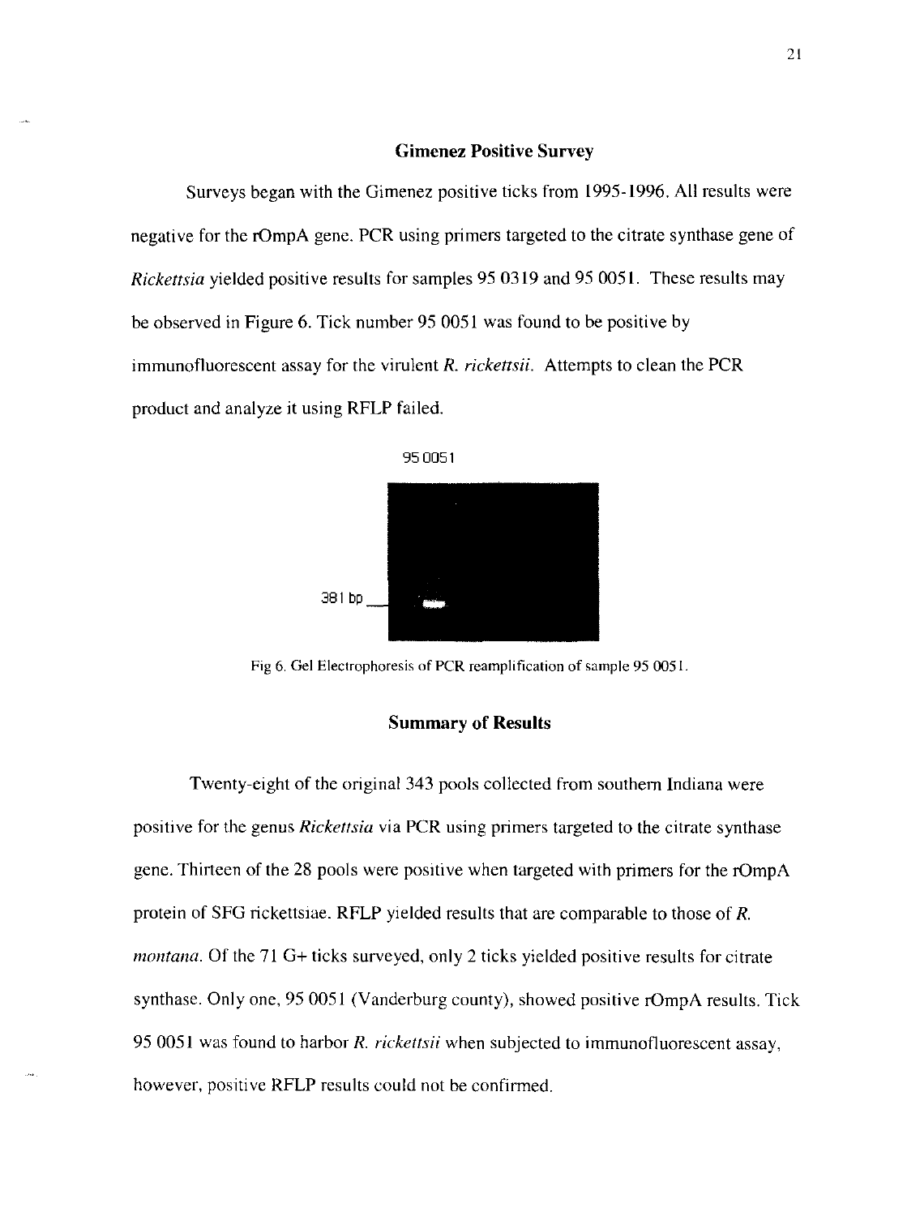## Gimenez Positive Survey

Surveys began with the Gimenez positive ticks from 1995-1996. All results were negative for the rOmpA gene. PCR using primers targeted to the citrate synthase gene of *Rickettsia* yielded positive results for samples 95 0319 and 95 0051. These results may be observed in Figure 6. Tick number 95 0051 was found to be positive by immunofluorescent assay for the virulent *R. rickettsii*. Attempts to clean the PCR product and analyze it using RFLP failed.

95 0051

381 bp

Fig 6. Gel Electrophoresis of PCR reamplification of sample 95 0051.

## Summary of Results

Twenty-eight of the original 343 pools collected from southern Indiana were positive for the genus *Rickettsia* via PCR using primers targeted to the citrate synthase gene. Thirteen of the 28 pools were positive when targeted with primers for the rOmpA protein of SFG rickettsiae. RFLP yielded results that are comparable to those of *R. montana*. Of the 71 G+ ticks surveyed, only 2 ticks yielded positive results for citrate synthase. Only one, 95 0051 (Vanderburg county), showed positive rOmpA results. Tick 95 0051 was found to harbor *R. rickettsii* when subjected to immunofluorescent assay, however, positive RFLP results could not be confirmed.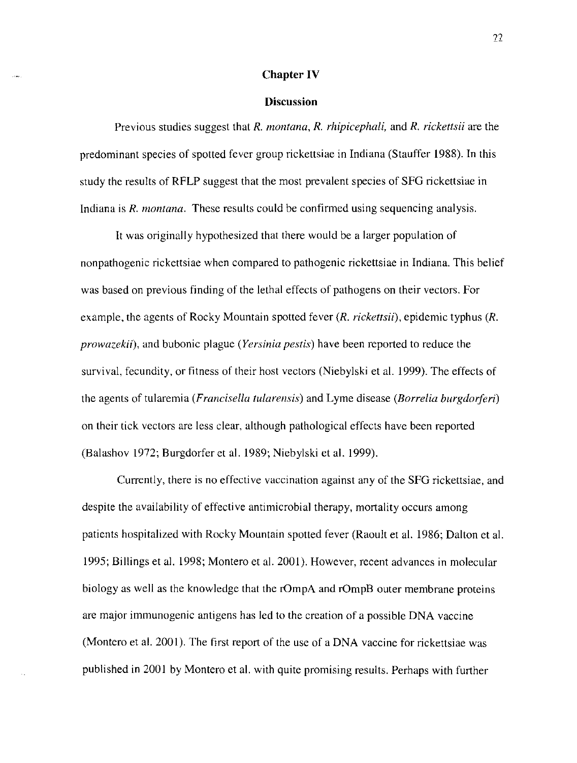# Chapter IV

## Discussion

Previous studies suggest that *R. montana*, *R. rhipicephali*, and *R. rickettsii* are the predominant species of spotted fever group rickettsiae in Indiana (Stauffer 1988). In this study the results of RFLP suggest that the most prevalent species of SFG rickettsiae in Indiana is *R. montana*. These results could be confirmed using sequencing analysis.

It was originally hypothesized that there would be a larger population of nonpathogenic rickettsiae when compared to pathogenic rickettsiae in Indiana. This belief was based on previous finding of the lethal effects of pathogens on their vectors. For example, the agents of Rocky Mountain spotted fever (*R. rickettsii*), epidemic typhus (*R. prowazekii*), and bubonic plague (*Yersinia pestis*) have been reported to reduce the survival, fecundity, or fitness of their host vectors (Niebylski et al. 1999). The effects of the agents of tularemia (*Francisella tularensis*) and Lyme disease (*Borrelia burgdorferi*) on their tick vectors are less clear, although pathological effects have been reported (Balashov 1972; Burgdorfer et al. 1989; Niebylski et al. 1999).

Currently, there is no effective vaccination against any of the SFG rickettsiae, and despite the availability of effective antimicrobial therapy, mortality occurs among patients hospitalized with Rocky Mountain spotted fever (Raoult et al. 1986; Dalton et al. 1995; Billings et al. 1998; Montero et al. 2001). However, recent advances in molecular biology as well as the knowledge that the rOmpA and rOmpB outer membrane proteins are major immunogenic antigens has led to the creation of a possible DNA vaccine (Montero et al. 2001). The first report of the use of a DNA vaccine for rickettsiae was published in 2001 by Montero et al. with quite promising results. Perhaps with further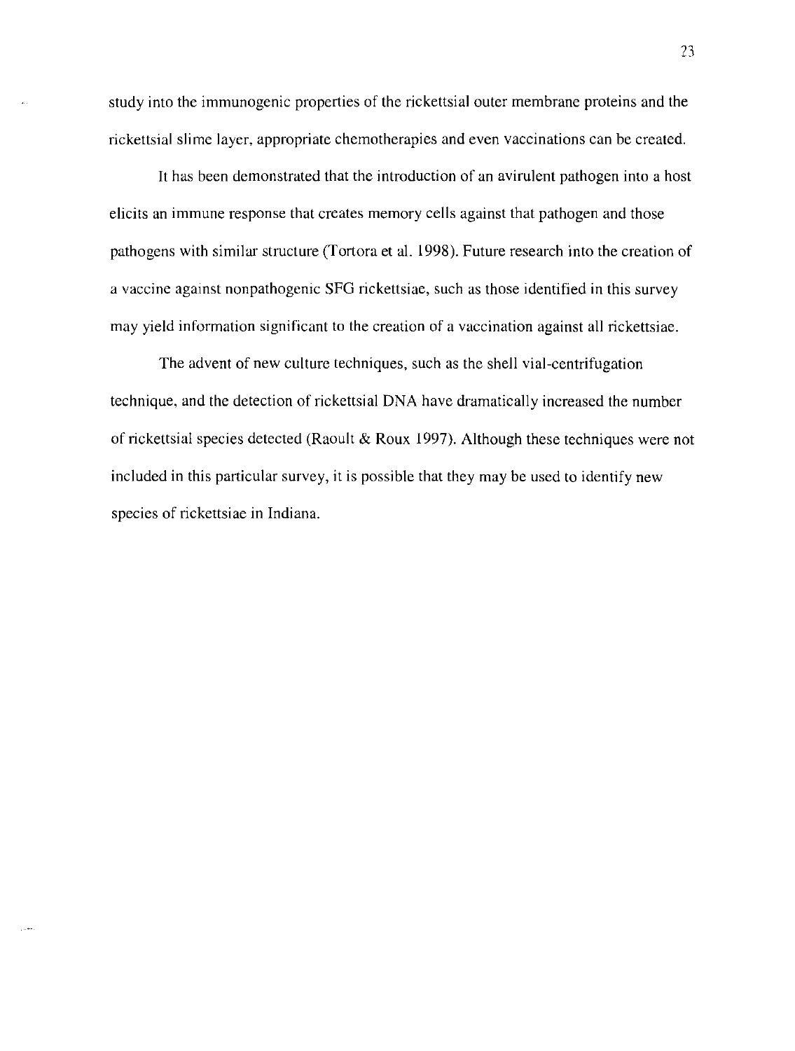study into the immunogenic properties of the rickettsial outer membrane proteins and the rickettsial slime layer, appropriate chemotherapies and even vaccinations can be created.

It has been demonstrated that the introduction of an avirulent pathogen into a host elicits an immune response that creates memory cells against that pathogen and those pathogens with similar structure (Tortora et al. 1998). Future research into the creation of a vaccine against nonpathogenic SFG rickettsiae, such as those identified in this survey may yield information significant to the creation of a vaccination against all rickettsiae.

The advent of new culture techniques, such as the shell vial-centrifugation technique, and the detection of rickettsial DNA have dramatically increased the number of rickettsial species detected (Raoult & Roux 1997). Although these techniques were not included in this particular survey, it is possible that they may be used to identify new species of rickettsiae in Indiana.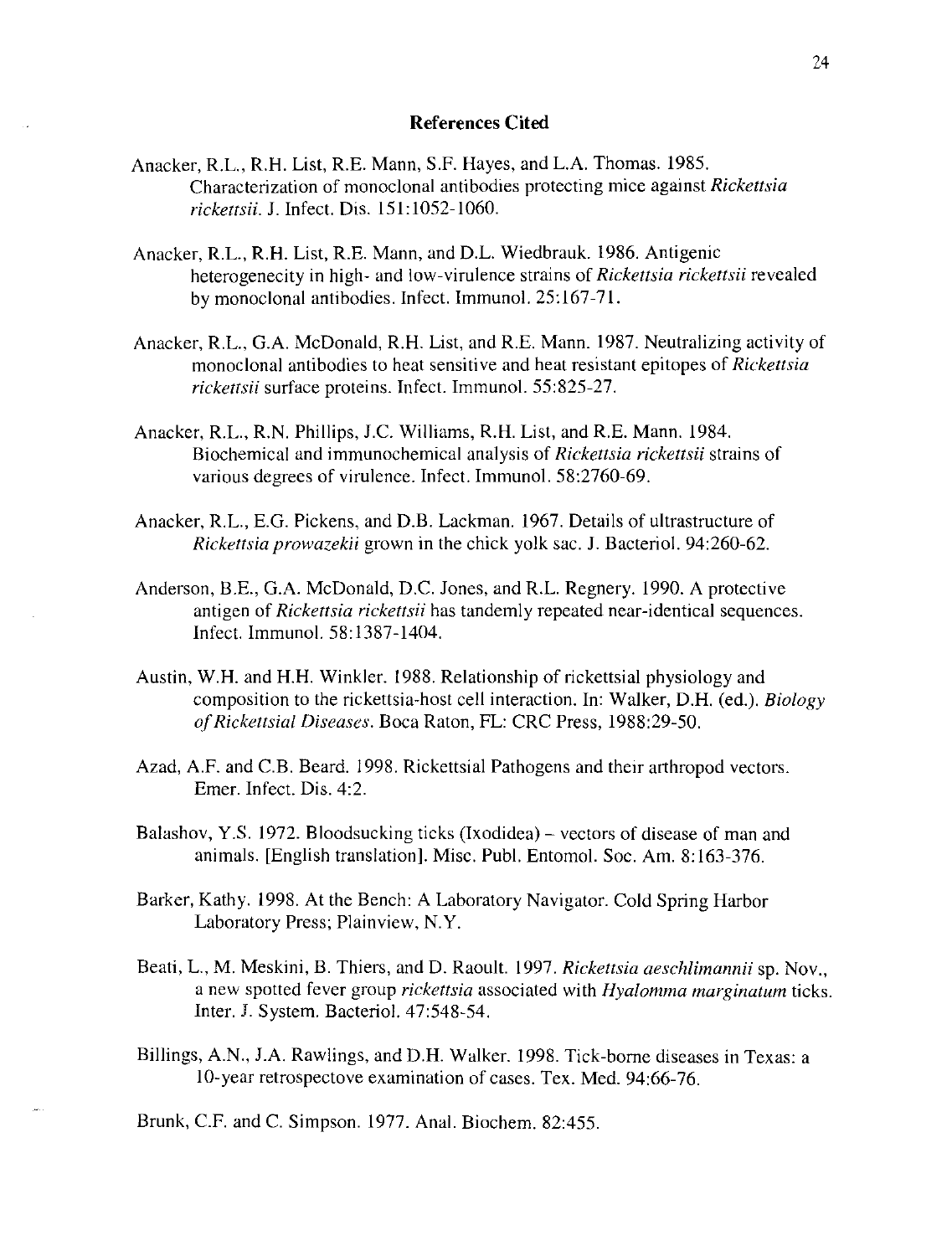## References Cited

Anacker, R.L., R.H. List, R.E. Mann, S.F. Hayes, and L.A. Thomas. 1985. Characterization of monoclonal antibodies protecting mice against *Rickettsia rickettsii*. J. Infect. Dis. 151:1052-1060.

Anacker, R.L., R.H. List, R.E. Mann, and D.L. Wiedbrauk. 1986. Antigenic heterogenecity in high- and low-virulence strains of *Rickettsia rickettsii* revealed by monoclonal antibodies. Infect. Immunol. 25:167-71.

Anacker, R.L., G.A. McDonald, R.H. List, and R.E. Mann. 1987. Neutralizing activity of monoclonal antibodies to heat sensitive and heat resistant epitopes of *Rickettsia rickettsii* surface proteins. Infect. Immunol. 55:825-27.

Anacker, R.L., R.N. Phillips, J.C. Williams, R.H. List, and R.E. Mann. 1984. Biochemical and immunochemical analysis of *Rickettsia rickettsii* strains of various degrees of virulence. Infect. Immunol. 58:2760-69.

Anacker, R.L., E.G. Pickens, and D.B. Lackman. 1967. Details of ultrastructure of *Rickettsia prowazekii* grown in the chick yolk sac. J. Bacteriol. 94:260-62.

Anderson, B.E., G.A. McDonald, D.C. Jones, and R.L. Regnery. 1990. A protective antigen of *Rickettsia rickettsii* has tandemly repeated near-identical sequences. Infect. Immunol. 58:1387-1404.

Austin, W.H. and H.H. Winkler. 1988. Relationship of rickettsial physiology and composition to the rickettsia-host cell interaction. In: Walker, D.H. (ed.). *Biology of Rickettsial Diseases*. Boca Raton, FL: CRC Press, 1988:29-50.

Azad, A.F. and C.B. Beard. 1998. Rickettsial Pathogens and their arthropod vectors. Emer. Infect. Dis. 4:2.

Balashov, Y.S. 1972. Bloodsucking ticks (Ixodidea) – vectors of disease of man and animals. [English translation]. Misc. Publ. Entomol. Soc. Am. 8:163-376.

Barker, Kathy. 1998. At the Bench: A Laboratory Navigator. Cold Spring Harbor Laboratory Press; Plainview, N.Y.

Beati, L., M. Meskini, B. Thiers, and D. Raoult. 1997. *Rickettsia aeschlimannii* sp. Nov., a new spotted fever group *rickettsia* associated with *Hyalomma marginatum* ticks. Inter. J. System. Bacteriol. 47:548-54.

Billings, A.N., J.A. Rawlings, and D.H. Walker. 1998. Tick-borne diseases in Texas: a 10-year retrospectove examination of cases. Tex. Med. 94:66-76.

Brunk, C.F. and C. Simpson. 1977. Anal. Biochem. 82:455.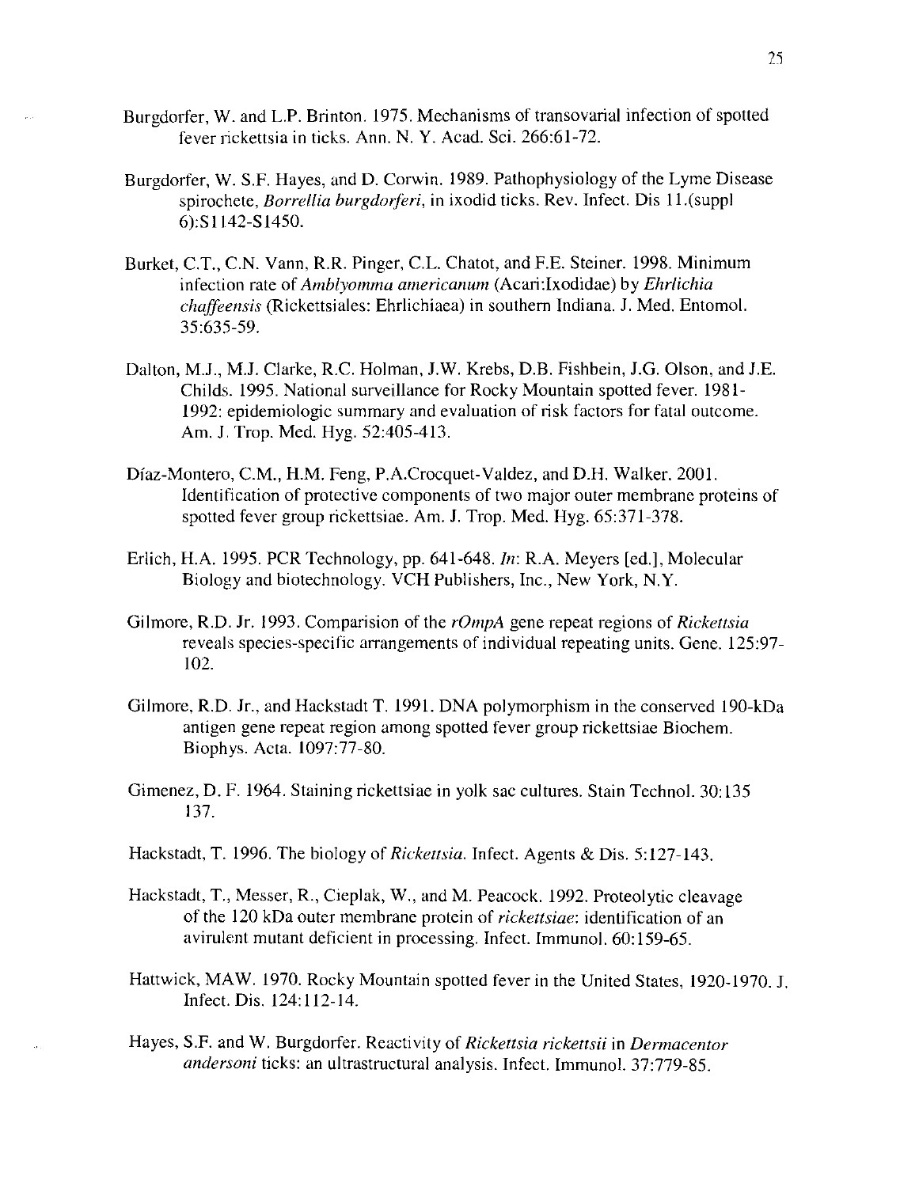Burgdorfer, W. and L.P. Brinton. 1975. Mechanisms of transovarial infection of spotted fever rickettsia in ticks. Ann. N. Y. Acad. Sci. 266:61-72.

Burgdorfer, W. S.F. Hayes, and D. Corwin. 1989. Pathophysiology of the Lyme Disease spirochete, *Borrellia burgdorferi*, in ixodid ticks. Rev. Infect. Dis 11.(suppl 6):S1142-S1450.

Burket, C.T., C.N. Vann, R.R. Pinger, C.L. Chatot, and F.E. Steiner. 1998. Minimum infection rate of *Amblyomma americanum* (Acari:Ixodidae) by *Ehrlichia chaffeensis* (Rickettsiales: Ehrlichiaea) in southern Indiana. J. Med. Entomol. 35:635-59.

Dalton, M.J., M.J. Clarke, R.C. Holman, J.W. Krebs, D.B. Fishbein, J.G. Olson, and J.E. Childs. 1995. National surveillance for Rocky Mountain spotted fever. 1981-1992: epidemiologic summary and evaluation of risk factors for fatal outcome. Am. J. Trop. Med. Hyg. 52:405-413.

Díaz-Montero, C.M., H.M. Feng, P.A.Crocquet-Valdez, and D.H. Walker. 2001. Identification of protective components of two major outer membrane proteins of spotted fever group rickettsiae. Am. J. Trop. Med. Hyg. 65:371-378.

Erlich, H.A. 1995. PCR Technology, pp. 641-648. *In*: R.A. Meyers [ed.], Molecular Biology and biotechnology. VCH Publishers, Inc., New York, N.Y.

Gilmore, R.D. Jr. 1993. Comparision of the *rOmpA* gene repeat regions of *Rickettsia* reveals species-specific arrangements of individual repeating units. Gene. 125:97-102.

Gilmore, R.D. Jr., and Hackstadt T. 1991. DNA polymorphism in the conserved 190-kDa antigen gene repeat region among spotted fever group rickettsiae Biochem. Biophys. Acta. 1097:77-80.

Gimenez, D. F. 1964. Staining rickettsiae in yolk sac cultures. Stain Technol. 30:135 137.

Hackstadt, T. 1996. The biology of *Rickettsia*. Infect. Agents & Dis. 5:127-143.

Hackstadt, T., Messer, R., Cieplak, W., and M. Peacock. 1992. Proteolytic cleavage of the 120 kDa outer membrane protein of *rickettsiae*: identification of an avirulent mutant deficient in processing. Infect. Immunol. 60:159-65.

Hattwick, MAW. 1970. Rocky Mountain spotted fever in the United States, 1920-1970. J. Infect. Dis. 124:112-14.

Hayes, S.F. and W. Burgdorfer. Reactivity of *Rickettsia rickettsii* in *Dermacentor andersoni* ticks: an ultrastructural analysis. Infect. Immunol. 37:779-85.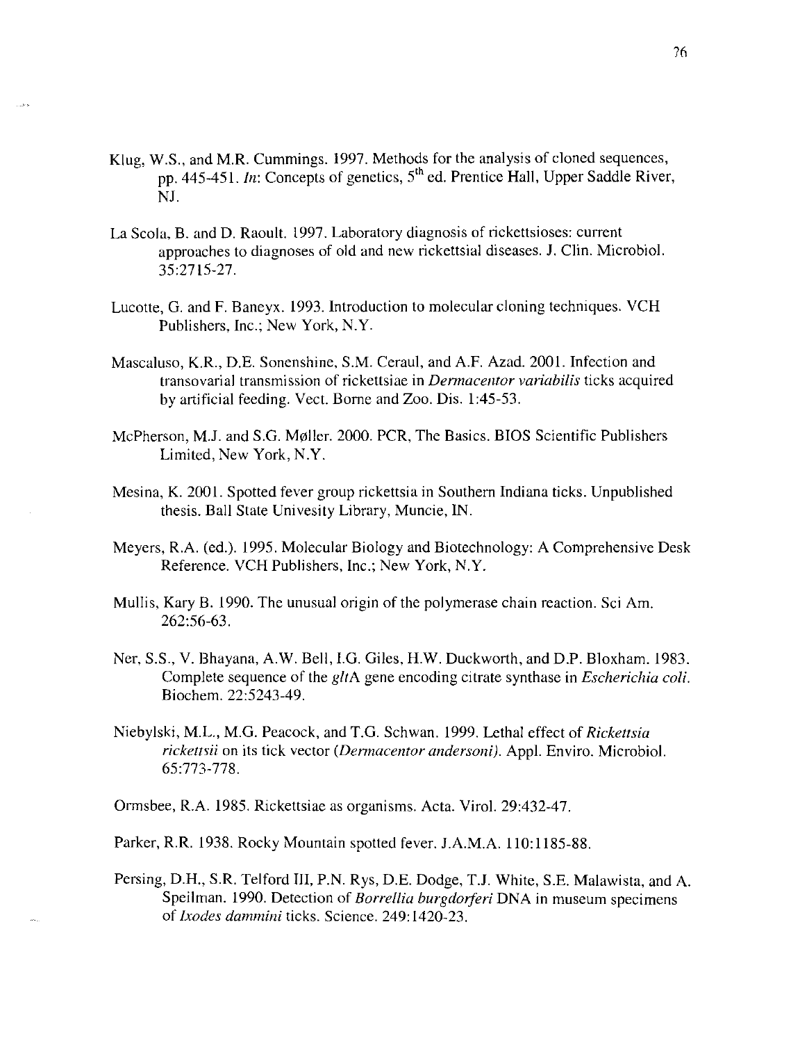Klug, W.S., and M.R. Cummings. 1997. Methods for the analysis of cloned sequences, pp. 445-451. *In*: Concepts of genetics, 5th ed. Prentice Hall, Upper Saddle River, NJ.

La Scola, B. and D. Raoult. 1997. Laboratory diagnosis of rickettsioses: current approaches to diagnoses of old and new rickettsial diseases. J. Clin. Microbiol. 35:2715-27.

Lucotte, G. and F. Baneyx. 1993. Introduction to molecular cloning techniques. VCH Publishers, Inc.; New York, N.Y.

Mascaluso, K.R., D.E. Sonenshine, S.M. Ceraul, and A.F. Azad. 2001. Infection and transovarial transmission of rickettsiae in *Dermacentor variabilis* ticks acquired by artificial feeding. Vect. Borne and Zoo. Dis. 1:45-53.

McPherson, M.J. and S.G. Møller. 2000. PCR, The Basics. BIOS Scientific Publishers Limited, New York, N.Y.

Mesina, K. 2001. Spotted fever group rickettsia in Southern Indiana ticks. Unpublished thesis. Ball State Univesity Library, Muncie, IN.

Meyers, R.A. (ed.). 1995. Molecular Biology and Biotechnology: A Comprehensive Desk Reference. VCH Publishers, Inc.; New York, N.Y.

Mullis, Kary B. 1990. The unusual origin of the polymerase chain reaction. Sci Am. 262:56-63.

Ner, S.S., V. Bhayana, A.W. Bell, I.G. Giles, H.W. Duckworth, and D.P. Bloxham. 1983. Complete sequence of the *glt*A gene encoding citrate synthase in *Escherichia coli*. Biochem. 22:5243-49.

Niebylski, M.L., M.G. Peacock, and T.G. Schwan. 1999. Lethal effect of *Rickettsia rickettsii* on its tick vector (*Dermacentor andersoni*). Appl. Enviro. Microbiol. 65:773-778.

Ormsbee, R.A. 1985. Rickettsiae as organisms. Acta. Virol. 29:432-47.

Parker, R.R. 1938. Rocky Mountain spotted fever. J.A.M.A. 110:1185-88.

Persing, D.H., S.R. Telford III, P.N. Rys, D.E. Dodge, T.J. White, S.E. Malawista, and A. Speilman. 1990. Detection of *Borrellia burgdorferi* DNA in museum specimens of *Ixodes dammini* ticks. Science. 249:1420-23.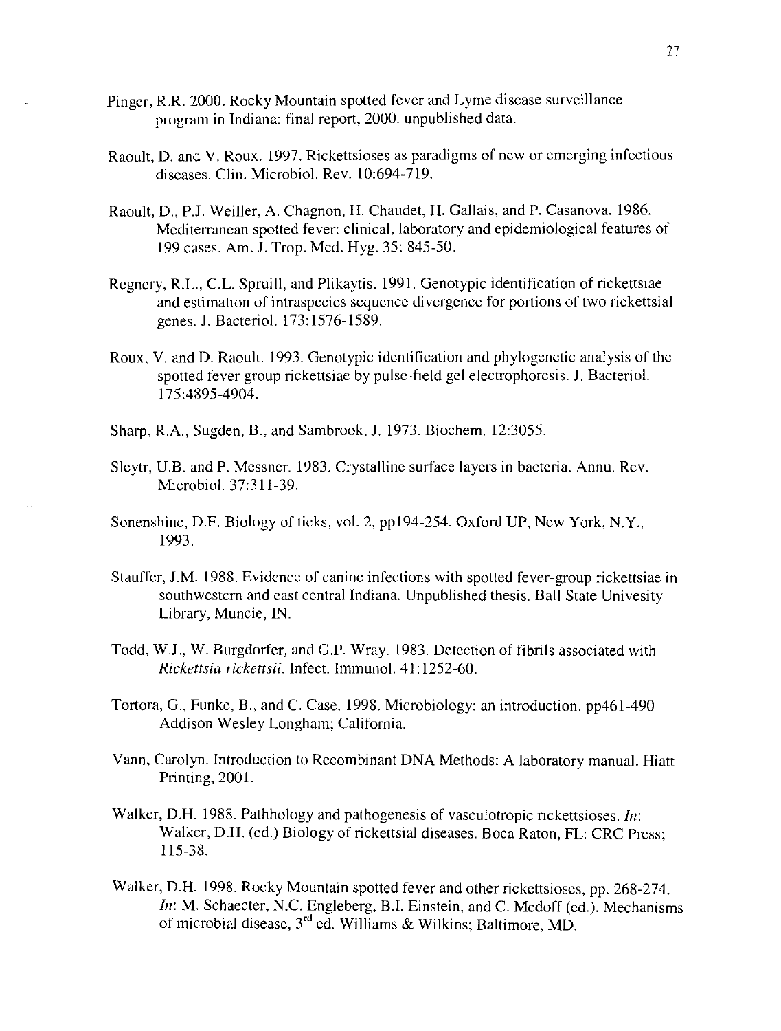Pinger, R.R. 2000. Rocky Mountain spotted fever and Lyme disease surveillance program in Indiana: final report, 2000. unpublished data.

Raoult, D. and V. Roux. 1997. Rickettsioses as paradigms of new or emerging infectious diseases. Clin. Microbiol. Rev. 10:694-719.

Raoult, D., P.J. Weiller, A. Chagnon, H. Chaudet, H. Gallais, and P. Casanova. 1986. Mediterranean spotted fever: clinical, laboratory and epidemiological features of 199 cases. Am. J. Trop. Med. Hyg. 35: 845-50.

Regnery, R.L., C.L. Spruill, and Plikaytis. 1991. Genotypic identification of rickettsiae and estimation of intraspecies sequence divergence for portions of two rickettsial genes. J. Bacteriol. 173:1576-1589.

Roux, V. and D. Raoult. 1993. Genotypic identification and phylogenetic analysis of the spotted fever group rickettsiae by pulse-field gel electrophoresis. J. Bacteriol. 175:4895-4904.

Sharp, R.A., Sugden, B., and Sambrook, J. 1973. Biochem. 12:3055.

Sleytr, U.B. and P. Messner. 1983. Crystalline surface layers in bacteria. Annu. Rev. Microbiol. 37:311-39.

Sonenshine, D.E. Biology of ticks, vol. 2, pp194-254. Oxford UP, New York, N.Y., 1993.

Stauffer, J.M. 1988. Evidence of canine infections with spotted fever-group rickettsiae in southwestern and east central Indiana. Unpublished thesis. Ball State Univesity Library, Muncie, IN.

Todd, W.J., W. Burgdorfer, and G.P. Wray. 1983. Detection of fibrils associated with *Rickettsia rickettsii*. Infect. Immunol. 41:1252-60.

Tortora, G., Funke, B., and C. Case. 1998. Microbiology: an introduction. pp461-490 Addison Wesley Longham; California.

Vann, Carolyn. Introduction to Recombinant DNA Methods: A laboratory manual. Hiatt Printing, 2001.

Walker, D.H. 1988. Pathhology and pathogenesis of vasculotropic rickettsioses. *In*: Walker, D.H. (ed.) Biology of rickettsial diseases. Boca Raton, FL: CRC Press; 115-38.

Walker, D.H. 1998. Rocky Mountain spotted fever and other rickettsioses, pp. 268-274. *In*: M. Schaecter, N.C. Engleberg, B.I. Einstein, and C. Medoff (ed.). Mechanisms of microbial disease, 3rd ed. Williams & Wilkins; Baltimore, MD.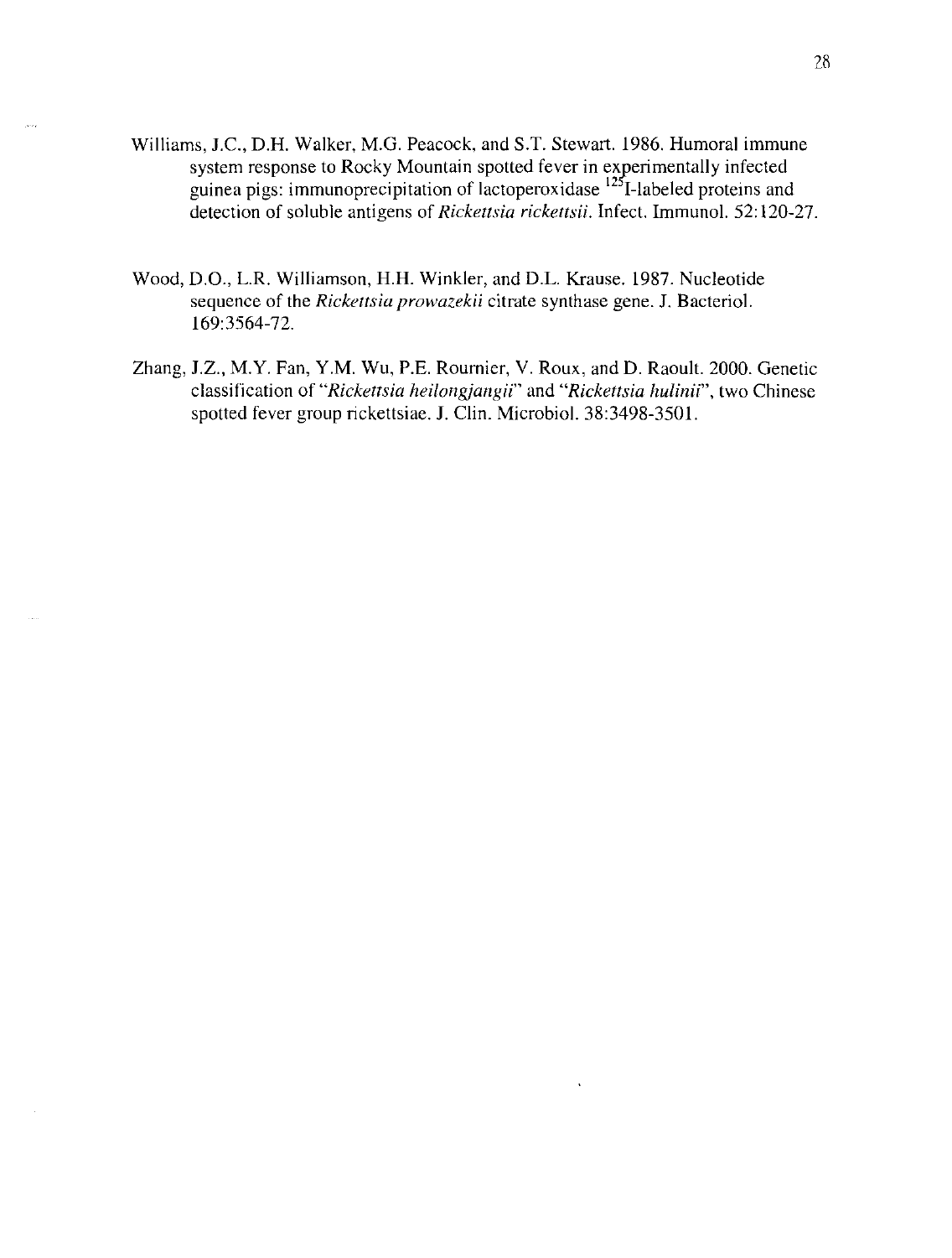Williams, J.C., D.H. Walker, M.G. Peacock, and S.T. Stewart. 1986. Humoral immune system response to Rocky Mountain spotted fever in experimentally infected guinea pigs: immunoprecipitation of lactoperoxidase $^{125}$I-labeled proteins and detection of soluble antigens of *Rickettsia rickettsii*. Infect. Immunol. 52:120-27.

Wood, D.O., L.R. Williamson, H.H. Winkler, and D.L. Krause. 1987. Nucleotide sequence of the *Rickettsia prowazekii* citrate synthase gene. J. Bacteriol. 169:3564-72.

Zhang, J.Z., M.Y. Fan, Y.M. Wu, P.E. Rournier, V. Roux, and D. Raoult. 2000. Genetic classification of "*Rickettsia heilongjangii*" and "*Rickettsia hulinii*", two Chinese spotted fever group rickettsiae. J. Clin. Microbiol. 38:3498-3501.